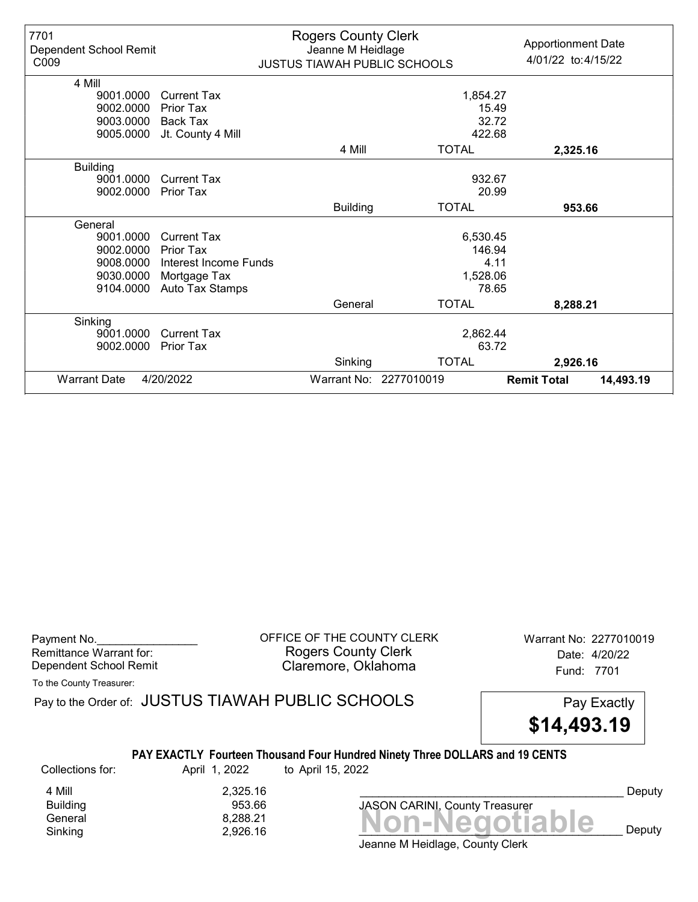7701
Dependent School Remit
C009

**Rogers County Clerk**
Jeanne M Heidlage
JUSTUS TIAWAH PUBLIC SCHOOLS

Apportionment Date
4/01/22 to:4/15/22

| Code | Description | | Amount | Total |
|---|---|---|---|---|
| **4 Mill** | | | | |
| 9001.0000 | Current Tax | | 1,854.27 | |
| 9002.0000 | Prior Tax | | 15.49 | |
| 9003.0000 | Back Tax | | 32.72 | |
| 9005.0000 | Jt. County 4 Mill | | 422.68 | |
| | | 4 Mill | TOTAL | **2,325.16** |
| **Building** | | | | |
| 9001.0000 | Current Tax | | 932.67 | |
| 9002.0000 | Prior Tax | | 20.99 | |
| | | Building | TOTAL | **953.66** |
| **General** | | | | |
| 9001.0000 | Current Tax | | 6,530.45 | |
| 9002.0000 | Prior Tax | | 146.94 | |
| 9008.0000 | Interest Income Funds | | 4.11 | |
| 9030.0000 | Mortgage Tax | | 1,528.06 | |
| 9104.0000 | Auto Tax Stamps | | 78.65 | |
| | | General | TOTAL | **8,288.21** |
| **Sinking** | | | | |
| 9001.0000 | Current Tax | | 2,862.44 | |
| 9002.0000 | Prior Tax | | 63.72 | |
| | | Sinking | TOTAL | **2,926.16** |

Warrant Date 4/20/2022 | Warrant No: 2277010019 | **Remit Total 14,493.19**

---

Payment No.________________
Remittance Warrant for:
Dependent School Remit

OFFICE OF THE COUNTY CLERK
Rogers County Clerk
Claremore, Oklahoma

Warrant No: 2277010019
Date: 4/20/22
Fund: 7701

To the County Treasurer:

Pay to the Order of: JUSTUS TIAWAH PUBLIC SCHOOLS

Pay Exactly
**$14,493.19**

**PAY EXACTLY Fourteen Thousand Four Hundred Ninety Three DOLLARS and 19 CENTS**

Collections for: April 1, 2022 to April 15, 2022

| | |
|---|---|
| 4 Mill | 2,325.16 |
| Building | 953.66 |
| General | 8,288.21 |
| Sinking | 2,926.16 |

__________________________________________ Deputy
JASON CARINI, County Treasurer

**Non-Negotiable**

__________________________________________ Deputy
Jeanne M Heidlage, County Clerk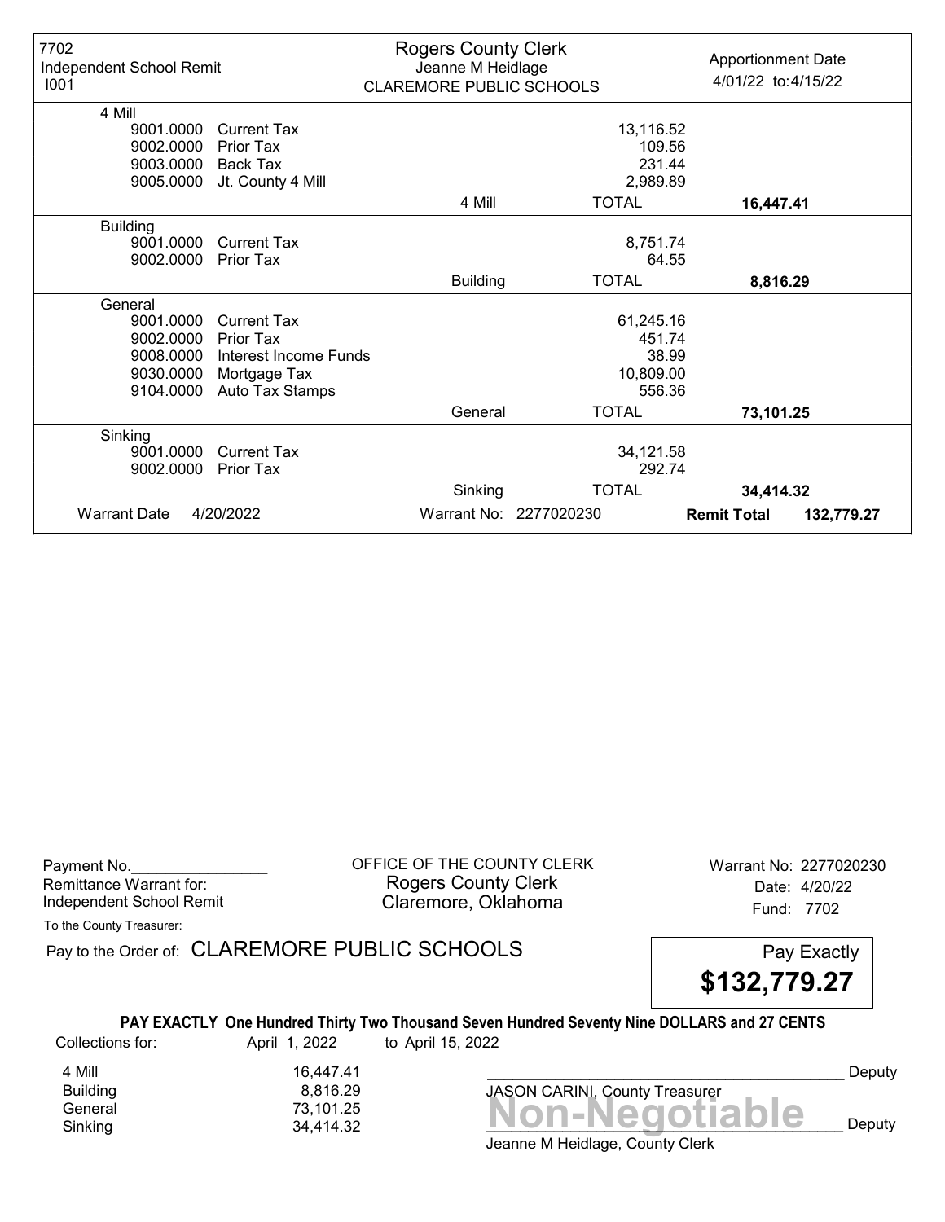7702
Independent School Remit
I001

**Rogers County Clerk**
Jeanne M Heidlage
CLAREMORE PUBLIC SCHOOLS

Apportionment Date
4/01/22 to:4/15/22

| | | | | |
|---|---|---|---|---|
| **4 Mill** | | | | |
| 9001.0000 | Current Tax | | 13,116.52 | |
| 9002.0000 | Prior Tax | | 109.56 | |
| 9003.0000 | Back Tax | | 231.44 | |
| 9005.0000 | Jt. County 4 Mill | | 2,989.89 | |
| | | 4 Mill | TOTAL | **16,447.41** |
| **Building** | | | | |
| 9001.0000 | Current Tax | | 8,751.74 | |
| 9002.0000 | Prior Tax | | 64.55 | |
| | | Building | TOTAL | **8,816.29** |
| **General** | | | | |
| 9001.0000 | Current Tax | | 61,245.16 | |
| 9002.0000 | Prior Tax | | 451.74 | |
| 9008.0000 | Interest Income Funds | | 38.99 | |
| 9030.0000 | Mortgage Tax | | 10,809.00 | |
| 9104.0000 | Auto Tax Stamps | | 556.36 | |
| | | General | TOTAL | **73,101.25** |
| **Sinking** | | | | |
| 9001.0000 | Current Tax | | 34,121.58 | |
| 9002.0000 | Prior Tax | | 292.74 | |
| | | Sinking | TOTAL | **34,414.32** |

Warrant Date 4/20/2022 Warrant No: 2277020230 **Remit Total 132,779.27**

Payment No.________________
Remittance Warrant for:
Independent School Remit

OFFICE OF THE COUNTY CLERK
Rogers County Clerk
Claremore, Oklahoma

Warrant No: 2277020230
Date: 4/20/22
Fund: 7702

To the County Treasurer:

Pay to the Order of: CLAREMORE PUBLIC SCHOOLS

Pay Exactly **$132,779.27**

**PAY EXACTLY One Hundred Thirty Two Thousand Seven Hundred Seventy Nine DOLLARS and 27 CENTS**

Collections for: April 1, 2022 to April 15, 2022

| | |
|---|---|
| 4 Mill | 16,447.41 |
| Building | 8,816.29 |
| General | 73,101.25 |
| Sinking | 34,414.32 |

__________________________________________ Deputy
JASON CARINI, County Treasurer

**Non-Negotiable**

__________________________________________ Deputy
Jeanne M Heidlage, County Clerk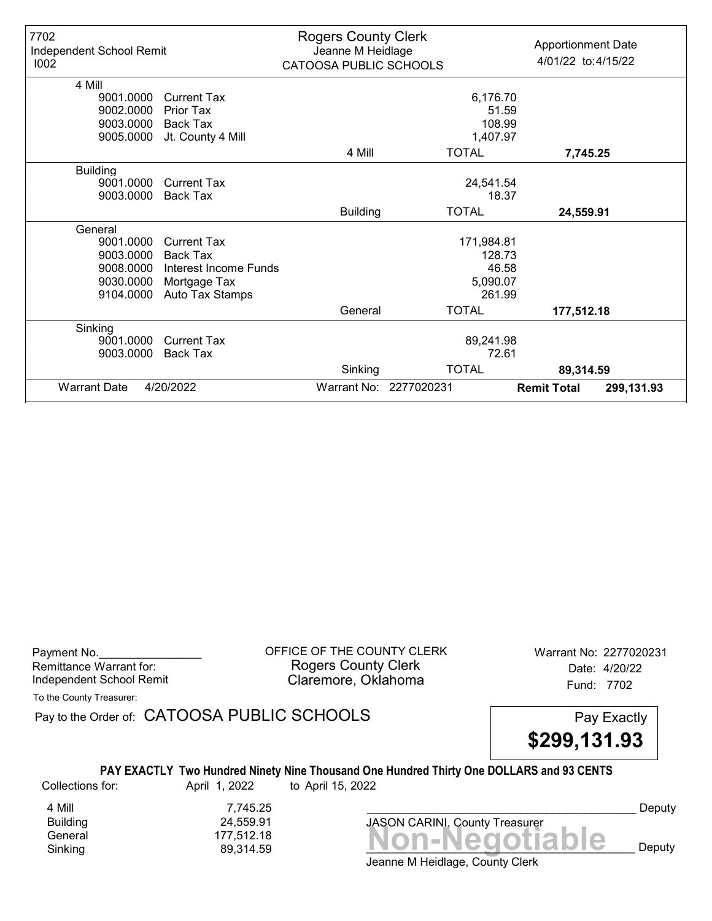7702
Independent School Remit
I002

**Rogers County Clerk**
Jeanne M Heidlage
CATOOSA PUBLIC SCHOOLS

Apportionment Date
4/01/22 to:4/15/22

| Fund | Code | Description | | Amount | Total |
|---|---|---|---|---|---|
| 4 Mill | | | | | |
| | 9001.0000 | Current Tax | | 6,176.70 | |
| | 9002.0000 | Prior Tax | | 51.59 | |
| | 9003.0000 | Back Tax | | 108.99 | |
| | 9005.0000 | Jt. County 4 Mill | | 1,407.97 | |
| | | | 4 Mill | TOTAL | **7,745.25** |
| Building | | | | | |
| | 9001.0000 | Current Tax | | 24,541.54 | |
| | 9003.0000 | Back Tax | | 18.37 | |
| | | | Building | TOTAL | **24,559.91** |
| General | | | | | |
| | 9001.0000 | Current Tax | | 171,984.81 | |
| | 9003.0000 | Back Tax | | 128.73 | |
| | 9008.0000 | Interest Income Funds | | 46.58 | |
| | 9030.0000 | Mortgage Tax | | 5,090.07 | |
| | 9104.0000 | Auto Tax Stamps | | 261.99 | |
| | | | General | TOTAL | **177,512.18** |
| Sinking | | | | | |
| | 9001.0000 | Current Tax | | 89,241.98 | |
| | 9003.0000 | Back Tax | | 72.61 | |
| | | | Sinking | TOTAL | **89,314.59** |

Warrant Date 4/20/2022 | Warrant No: 2277020231 | **Remit Total** **299,131.93**

Payment No.\_\_\_\_\_\_\_\_\_\_\_\_\_\_\_\_
Remittance Warrant for:
Independent School Remit

OFFICE OF THE COUNTY CLERK
Rogers County Clerk
Claremore, Oklahoma

Warrant No: 2277020231
Date: 4/20/22
Fund: 7702

To the County Treasurer:

Pay to the Order of: CATOOSA PUBLIC SCHOOLS

Pay Exactly
**$299,131.93**

**PAY EXACTLY Two Hundred Ninety Nine Thousand One Hundred Thirty One DOLLARS and 93 CENTS**

Collections for: April 1, 2022 to April 15, 2022

| | |
|---|---|
| 4 Mill | 7,745.25 |
| Building | 24,559.91 |
| General | 177,512.18 |
| Sinking | 89,314.59 |

\_\_\_\_\_\_\_\_\_\_\_\_\_\_\_\_\_\_\_\_\_\_\_\_\_\_\_\_\_\_\_\_\_\_\_\_\_\_\_\_ Deputy
JASON CARINI, County Treasurer

**Non-Negotiable**

\_\_\_\_\_\_\_\_\_\_\_\_\_\_\_\_\_\_\_\_\_\_\_\_\_\_\_\_\_\_\_\_\_\_\_\_\_\_\_\_ Deputy
Jeanne M Heidlage, County Clerk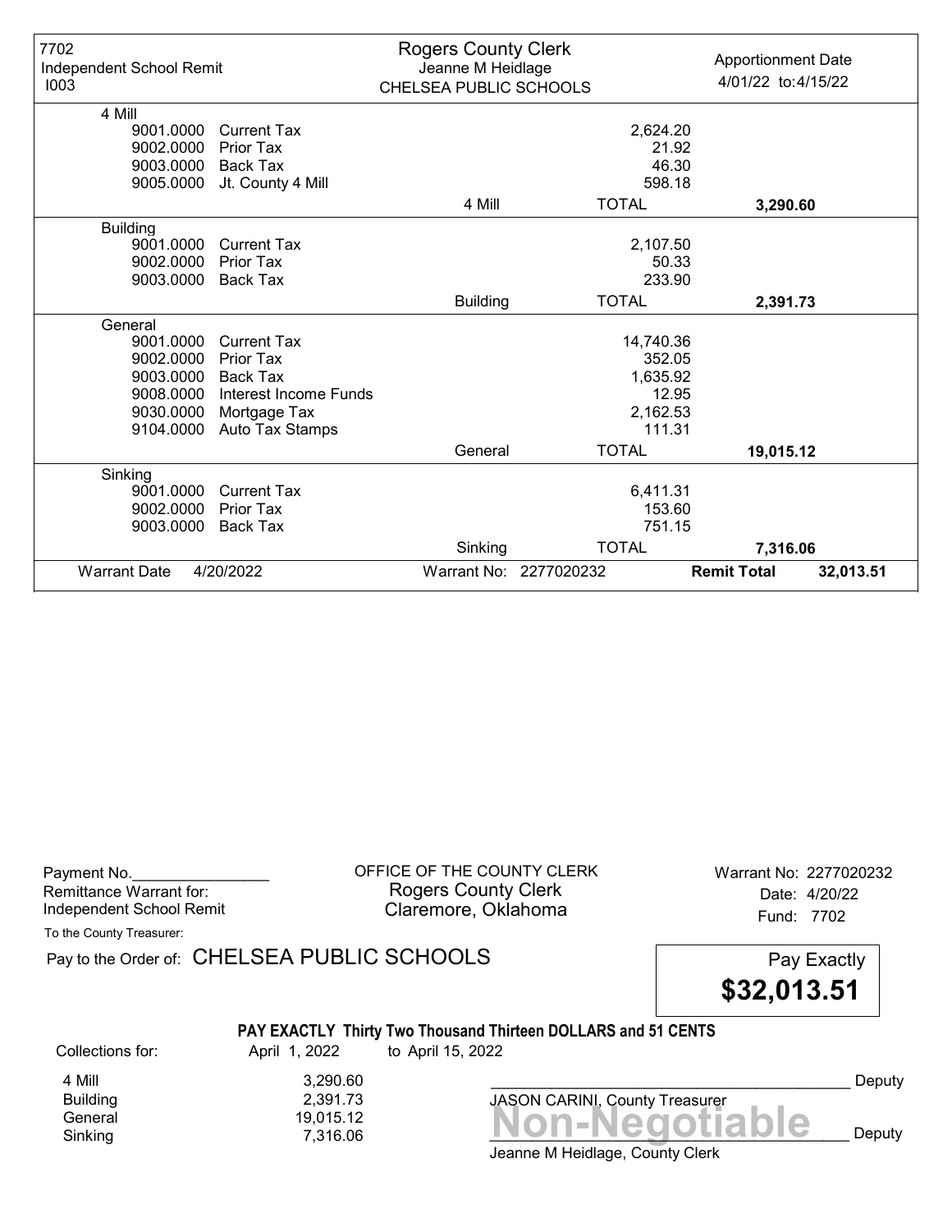| 7702 Independent School Remit I003 | Rogers County Clerk Jeanne M Heidlage CHELSEA PUBLIC SCHOOLS | | Apportionment Date 4/01/22 to:4/15/22 |
|---|---|---|---|
| **4 Mill** | | | |
| 9001.0000 Current Tax | | 2,624.20 | |
| 9002.0000 Prior Tax | | 21.92 | |
| 9003.0000 Back Tax | | 46.30 | |
| 9005.0000 Jt. County 4 Mill | | 598.18 | |
| | 4 Mill | TOTAL | **3,290.60** |
| **Building** | | | |
| 9001.0000 Current Tax | | 2,107.50 | |
| 9002.0000 Prior Tax | | 50.33 | |
| 9003.0000 Back Tax | | 233.90 | |
| | Building | TOTAL | **2,391.73** |
| **General** | | | |
| 9001.0000 Current Tax | | 14,740.36 | |
| 9002.0000 Prior Tax | | 352.05 | |
| 9003.0000 Back Tax | | 1,635.92 | |
| 9008.0000 Interest Income Funds | | 12.95 | |
| 9030.0000 Mortgage Tax | | 2,162.53 | |
| 9104.0000 Auto Tax Stamps | | 111.31 | |
| | General | TOTAL | **19,015.12** |
| **Sinking** | | | |
| 9001.0000 Current Tax | | 6,411.31 | |
| 9002.0000 Prior Tax | | 153.60 | |
| 9003.0000 Back Tax | | 751.15 | |
| | Sinking | TOTAL | **7,316.06** |
| Warrant Date 4/20/2022 | Warrant No: 2277020232 | | **Remit Total** 32,013.51 |

Payment No.________________
Remittance Warrant for:
Independent School Remit

OFFICE OF THE COUNTY CLERK
Rogers County Clerk
Claremore, Oklahoma

Warrant No: 2277020232
Date: 4/20/22
Fund: 7702

To the County Treasurer:

Pay to the Order of: CHELSEA PUBLIC SCHOOLS

Pay Exactly **$32,013.51**

**PAY EXACTLY Thirty Two Thousand Thirteen DOLLARS and 51 CENTS**

Collections for: April 1, 2022 to April 15, 2022

| | |
|---|---|
| 4 Mill | 3,290.60 |
| Building | 2,391.73 |
| General | 19,015.12 |
| Sinking | 7,316.06 |

__________________________________________ Deputy
JASON CARINI, County Treasurer

**Non-Negotiable**

__________________________________________ Deputy
Jeanne M Heidlage, County Clerk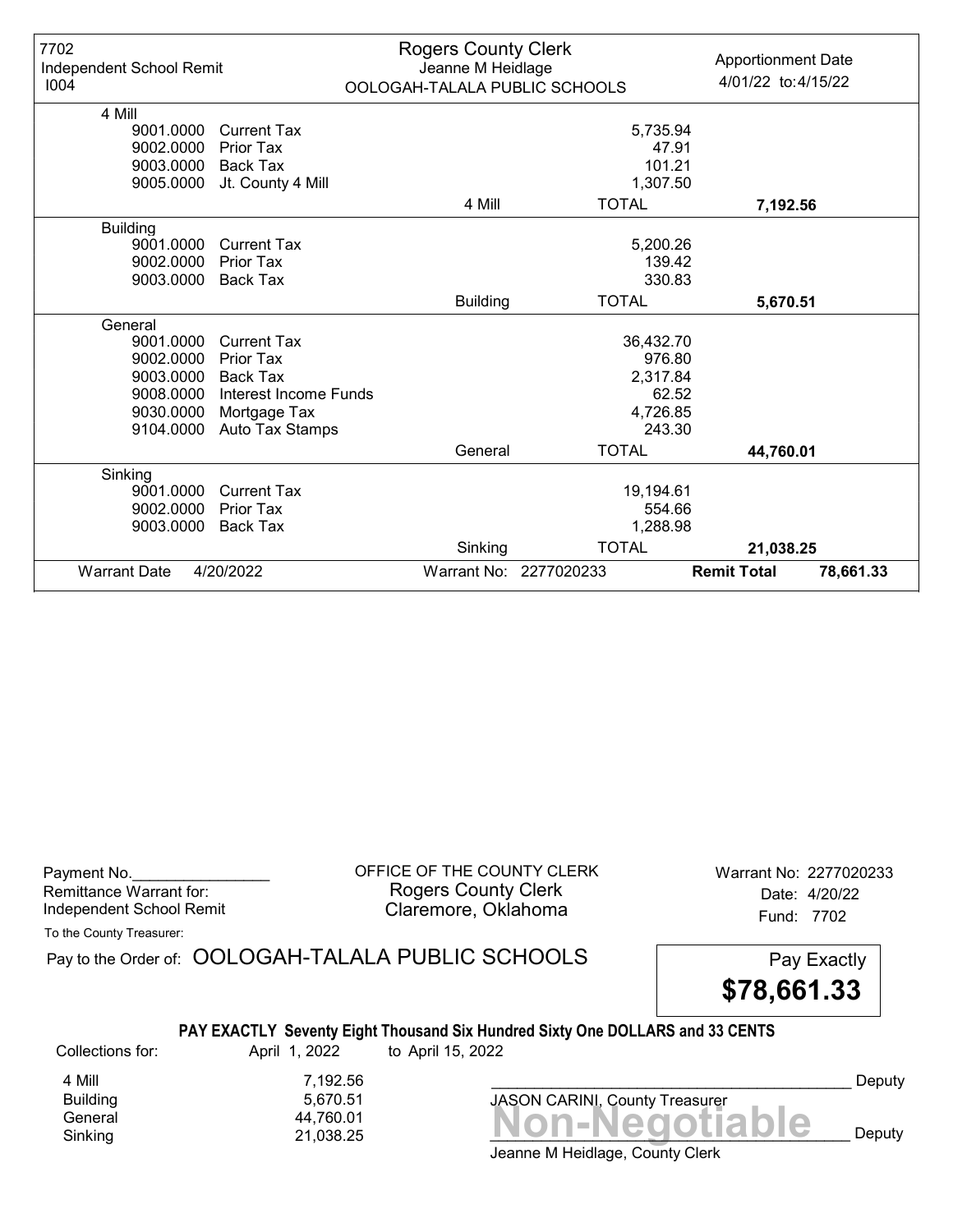7702
Independent School Remit
I004

**Rogers County Clerk**
Jeanne M Heidlage
OOLOGAH-TALALA PUBLIC SCHOOLS

Apportionment Date
4/01/22 to:4/15/22

| Code | Description | | Amount | Total |
|---|---|---|---|---|
| **4 Mill** | | | | |
| 9001.0000 | Current Tax | | 5,735.94 | |
| 9002.0000 | Prior Tax | | 47.91 | |
| 9003.0000 | Back Tax | | 101.21 | |
| 9005.0000 | Jt. County 4 Mill | | 1,307.50 | |
| | | 4 Mill | TOTAL | **7,192.56** |
| **Building** | | | | |
| 9001.0000 | Current Tax | | 5,200.26 | |
| 9002.0000 | Prior Tax | | 139.42 | |
| 9003.0000 | Back Tax | | 330.83 | |
| | | Building | TOTAL | **5,670.51** |
| **General** | | | | |
| 9001.0000 | Current Tax | | 36,432.70 | |
| 9002.0000 | Prior Tax | | 976.80 | |
| 9003.0000 | Back Tax | | 2,317.84 | |
| 9008.0000 | Interest Income Funds | | 62.52 | |
| 9030.0000 | Mortgage Tax | | 4,726.85 | |
| 9104.0000 | Auto Tax Stamps | | 243.30 | |
| | | General | TOTAL | **44,760.01** |
| **Sinking** | | | | |
| 9001.0000 | Current Tax | | 19,194.61 | |
| 9002.0000 | Prior Tax | | 554.66 | |
| 9003.0000 | Back Tax | | 1,288.98 | |
| | | Sinking | TOTAL | **21,038.25** |

Warrant Date 4/20/2022 | Warrant No: 2277020233 | **Remit Total 78,661.33**

---

Payment No.________________
Remittance Warrant for:
Independent School Remit

OFFICE OF THE COUNTY CLERK
Rogers County Clerk
Claremore, Oklahoma

Warrant No: 2277020233
Date: 4/20/22
Fund: 7702

To the County Treasurer:

Pay to the Order of: OOLOGAH-TALALA PUBLIC SCHOOLS

Pay Exactly **$78,661.33**

**PAY EXACTLY Seventy Eight Thousand Six Hundred Sixty One DOLLARS and 33 CENTS**

Collections for: April 1, 2022 to April 15, 2022

| | |
|---|---|
| 4 Mill | 7,192.56 |
| Building | 5,670.51 |
| General | 44,760.01 |
| Sinking | 21,038.25 |

___________________________________ Deputy
JASON CARINI, County Treasurer

**Non-Negotiable**

___________________________________ Deputy
Jeanne M Heidlage, County Clerk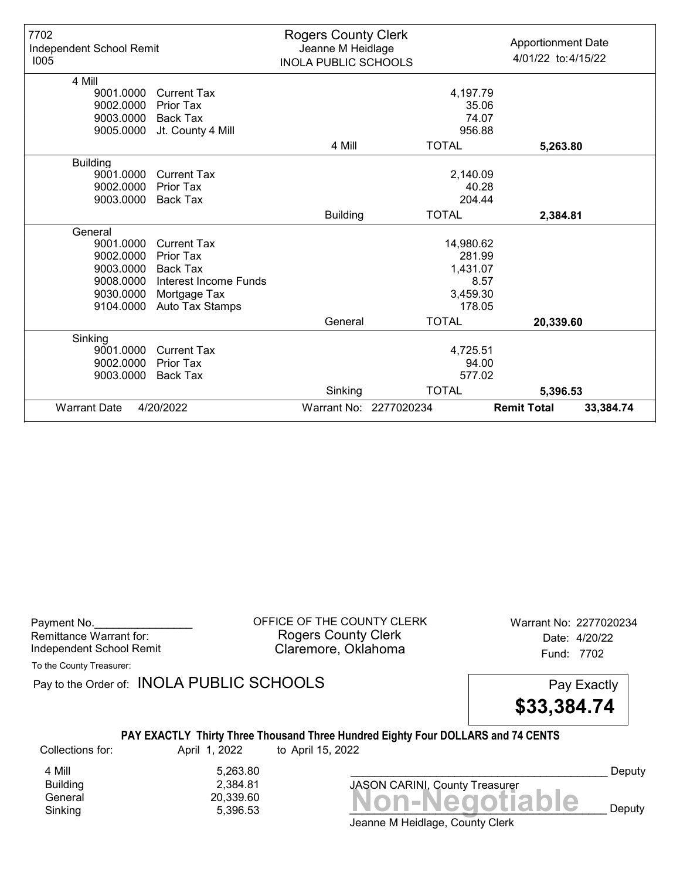| 7702 Independent School Remit I005 | Rogers County Clerk Jeanne M Heidlage INOLA PUBLIC SCHOOLS | | Apportionment Date 4/01/22 to:4/15/22 |
|---|---|---|---|
| **4 Mill** | | | |
| 9001.0000 Current Tax | | 4,197.79 | |
| 9002.0000 Prior Tax | | 35.06 | |
| 9003.0000 Back Tax | | 74.07 | |
| 9005.0000 Jt. County 4 Mill | | 956.88 | |
| | 4 Mill | TOTAL | **5,263.80** |
| **Building** | | | |
| 9001.0000 Current Tax | | 2,140.09 | |
| 9002.0000 Prior Tax | | 40.28 | |
| 9003.0000 Back Tax | | 204.44 | |
| | Building | TOTAL | **2,384.81** |
| **General** | | | |
| 9001.0000 Current Tax | | 14,980.62 | |
| 9002.0000 Prior Tax | | 281.99 | |
| 9003.0000 Back Tax | | 1,431.07 | |
| 9008.0000 Interest Income Funds | | 8.57 | |
| 9030.0000 Mortgage Tax | | 3,459.30 | |
| 9104.0000 Auto Tax Stamps | | 178.05 | |
| | General | TOTAL | **20,339.60** |
| **Sinking** | | | |
| 9001.0000 Current Tax | | 4,725.51 | |
| 9002.0000 Prior Tax | | 94.00 | |
| 9003.0000 Back Tax | | 577.02 | |
| | Sinking | TOTAL | **5,396.53** |
| Warrant Date 4/20/2022 | Warrant No: 2277020234 | **Remit Total** | **33,384.74** |

Payment No.________________
Remittance Warrant for:
Independent School Remit

OFFICE OF THE COUNTY CLERK
Rogers County Clerk
Claremore, Oklahoma

Warrant No: 2277020234
Date: 4/20/22
Fund: 7702

To the County Treasurer:

Pay to the Order of: INOLA PUBLIC SCHOOLS

Pay Exactly
**$33,384.74**

**PAY EXACTLY Thirty Three Thousand Three Hundred Eighty Four DOLLARS and 74 CENTS**

Collections for: April 1, 2022 to April 15, 2022

| | |
|---|---|
| 4 Mill | 5,263.80 |
| Building | 2,384.81 |
| General | 20,339.60 |
| Sinking | 5,396.53 |

______________________________________ Deputy
JASON CARINI, County Treasurer

Non-Negotiable

______________________________________ Deputy
Jeanne M Heidlage, County Clerk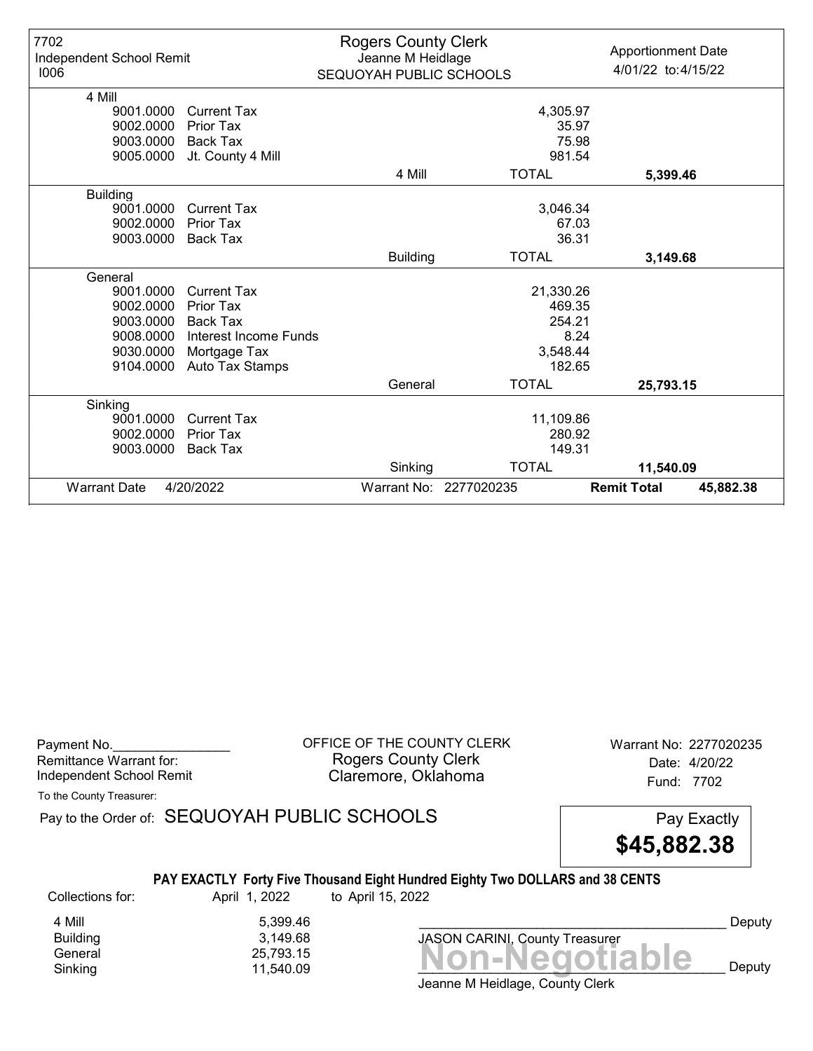| 7702 Independent School Remit I006 | Rogers County Clerk Jeanne M Heidlage SEQUOYAH PUBLIC SCHOOLS | | Apportionment Date 4/01/22 to:4/15/22 |
|---|---|---|---|
| **4 Mill** | | | |
| 9001.0000 Current Tax | | 4,305.97 | |
| 9002.0000 Prior Tax | | 35.97 | |
| 9003.0000 Back Tax | | 75.98 | |
| 9005.0000 Jt. County 4 Mill | | 981.54 | |
| | 4 Mill | TOTAL | **5,399.46** |
| **Building** | | | |
| 9001.0000 Current Tax | | 3,046.34 | |
| 9002.0000 Prior Tax | | 67.03 | |
| 9003.0000 Back Tax | | 36.31 | |
| | Building | TOTAL | **3,149.68** |
| **General** | | | |
| 9001.0000 Current Tax | | 21,330.26 | |
| 9002.0000 Prior Tax | | 469.35 | |
| 9003.0000 Back Tax | | 254.21 | |
| 9008.0000 Interest Income Funds | | 8.24 | |
| 9030.0000 Mortgage Tax | | 3,548.44 | |
| 9104.0000 Auto Tax Stamps | | 182.65 | |
| | General | TOTAL | **25,793.15** |
| **Sinking** | | | |
| 9001.0000 Current Tax | | 11,109.86 | |
| 9002.0000 Prior Tax | | 280.92 | |
| 9003.0000 Back Tax | | 149.31 | |
| | Sinking | TOTAL | **11,540.09** |
| Warrant Date 4/20/2022 | Warrant No: 2277020235 | **Remit Total** | **45,882.38** |

Payment No.________________
Remittance Warrant for:
Independent School Remit

OFFICE OF THE COUNTY CLERK
Rogers County Clerk
Claremore, Oklahoma

Warrant No: 2277020235
Date: 4/20/22
Fund: 7702

To the County Treasurer:

Pay to the Order of: SEQUOYAH PUBLIC SCHOOLS

Pay Exactly **$45,882.38**

**PAY EXACTLY Forty Five Thousand Eight Hundred Eighty Two DOLLARS and 38 CENTS**

Collections for: April 1, 2022 to April 15, 2022

| | |
|---|---|
| 4 Mill | 5,399.46 |
| Building | 3,149.68 |
| General | 25,793.15 |
| Sinking | 11,540.09 |

_________________________________________ Deputy
JASON CARINI, County Treasurer

**Non-Negotiable**

_________________________________________ Deputy
Jeanne M Heidlage, County Clerk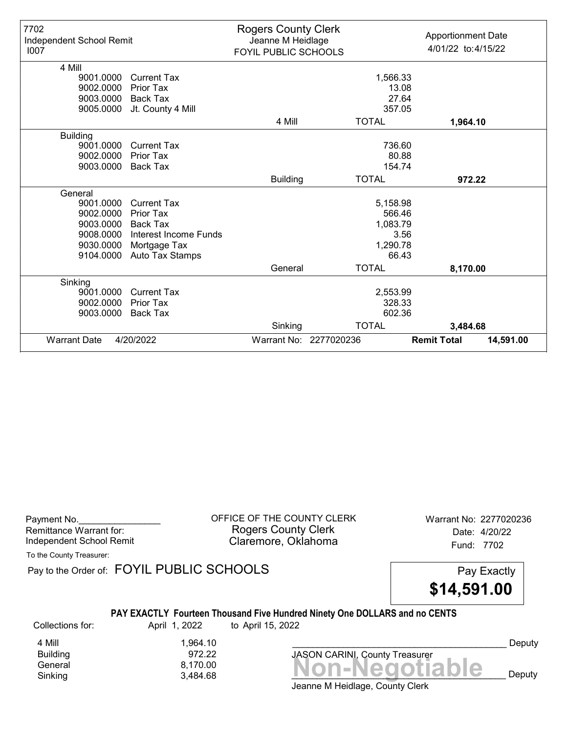| 7702 Independent School Remit I007 | Rogers County Clerk Jeanne M Heidlage FOYIL PUBLIC SCHOOLS | | Apportionment Date 4/01/22 to:4/15/22 |
|---|---|---|---|
| **4 Mill** | | | |
| 9001.0000 Current Tax | | 1,566.33 | |
| 9002.0000 Prior Tax | | 13.08 | |
| 9003.0000 Back Tax | | 27.64 | |
| 9005.0000 Jt. County 4 Mill | | 357.05 | |
| | 4 Mill | TOTAL | **1,964.10** |
| **Building** | | | |
| 9001.0000 Current Tax | | 736.60 | |
| 9002.0000 Prior Tax | | 80.88 | |
| 9003.0000 Back Tax | | 154.74 | |
| | Building | TOTAL | **972.22** |
| **General** | | | |
| 9001.0000 Current Tax | | 5,158.98 | |
| 9002.0000 Prior Tax | | 566.46 | |
| 9003.0000 Back Tax | | 1,083.79 | |
| 9008.0000 Interest Income Funds | | 3.56 | |
| 9030.0000 Mortgage Tax | | 1,290.78 | |
| 9104.0000 Auto Tax Stamps | | 66.43 | |
| | General | TOTAL | **8,170.00** |
| **Sinking** | | | |
| 9001.0000 Current Tax | | 2,553.99 | |
| 9002.0000 Prior Tax | | 328.33 | |
| 9003.0000 Back Tax | | 602.36 | |
| | Sinking | TOTAL | **3,484.68** |
| Warrant Date 4/20/2022 | Warrant No: 2277020236 | **Remit Total** | **14,591.00** |

Payment No.________________
Remittance Warrant for:
Independent School Remit

OFFICE OF THE COUNTY CLERK
Rogers County Clerk
Claremore, Oklahoma

Warrant No: 2277020236
Date: 4/20/22
Fund: 7702

To the County Treasurer:

Pay to the Order of: FOYIL PUBLIC SCHOOLS

Pay Exactly
**$14,591.00**

**PAY EXACTLY Fourteen Thousand Five Hundred Ninety One DOLLARS and no CENTS**

Collections for: April 1, 2022 to April 15, 2022

| | |
|---|---|
| 4 Mill | 1,964.10 |
| Building | 972.22 |
| General | 8,170.00 |
| Sinking | 3,484.68 |

_________________________________________ Deputy
JASON CARINI, County Treasurer

**Non-Negotiable**

_________________________________________ Deputy
Jeanne M Heidlage, County Clerk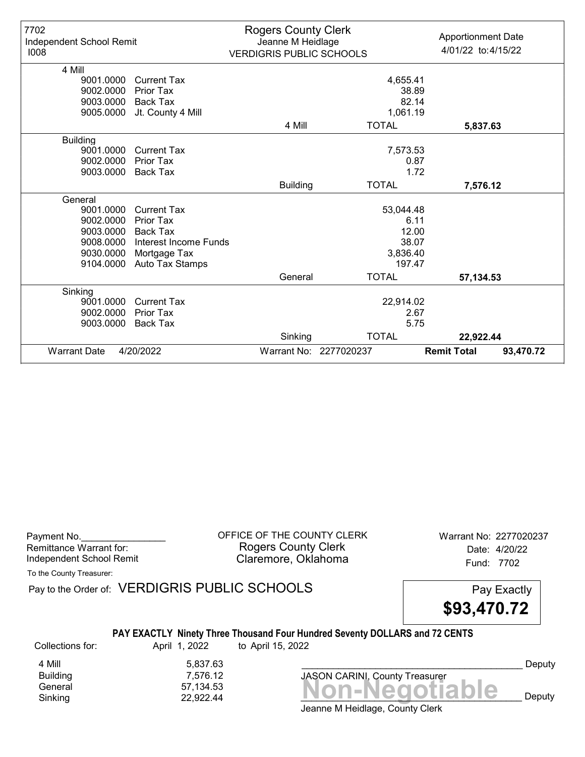| 7702 Independent School Remit I008 | Rogers County Clerk Jeanne M Heidlage VERDIGRIS PUBLIC SCHOOLS | | Apportionment Date 4/01/22 to:4/15/22 |
|---|---|---|---|
| **4 Mill** | | | |
| 9001.0000 Current Tax | | 4,655.41 | |
| 9002.0000 Prior Tax | | 38.89 | |
| 9003.0000 Back Tax | | 82.14 | |
| 9005.0000 Jt. County 4 Mill | | 1,061.19 | |
| | 4 Mill | TOTAL | **5,837.63** |
| **Building** | | | |
| 9001.0000 Current Tax | | 7,573.53 | |
| 9002.0000 Prior Tax | | 0.87 | |
| 9003.0000 Back Tax | | 1.72 | |
| | Building | TOTAL | **7,576.12** |
| **General** | | | |
| 9001.0000 Current Tax | | 53,044.48 | |
| 9002.0000 Prior Tax | | 6.11 | |
| 9003.0000 Back Tax | | 12.00 | |
| 9008.0000 Interest Income Funds | | 38.07 | |
| 9030.0000 Mortgage Tax | | 3,836.40 | |
| 9104.0000 Auto Tax Stamps | | 197.47 | |
| | General | TOTAL | **57,134.53** |
| **Sinking** | | | |
| 9001.0000 Current Tax | | 22,914.02 | |
| 9002.0000 Prior Tax | | 2.67 | |
| 9003.0000 Back Tax | | 5.75 | |
| | Sinking | TOTAL | **22,922.44** |
| Warrant Date 4/20/2022 | Warrant No: 2277020237 | **Remit Total** | **93,470.72** |

Payment No.________________
Remittance Warrant for:
Independent School Remit

OFFICE OF THE COUNTY CLERK
Rogers County Clerk
Claremore, Oklahoma

Warrant No: 2277020237
Date: 4/20/22
Fund: 7702

To the County Treasurer:

Pay to the Order of: VERDIGRIS PUBLIC SCHOOLS

Pay Exactly
**$93,470.72**

**PAY EXACTLY Ninety Three Thousand Four Hundred Seventy DOLLARS and 72 CENTS**

Collections for: April 1, 2022 to April 15, 2022

| | |
|---|---|
| 4 Mill | 5,837.63 |
| Building | 7,576.12 |
| General | 57,134.53 |
| Sinking | 22,922.44 |

__________________________________________ Deputy
JASON CARINI, County Treasurer

**Non-Negotiable**

__________________________________________ Deputy
Jeanne M Heidlage, County Clerk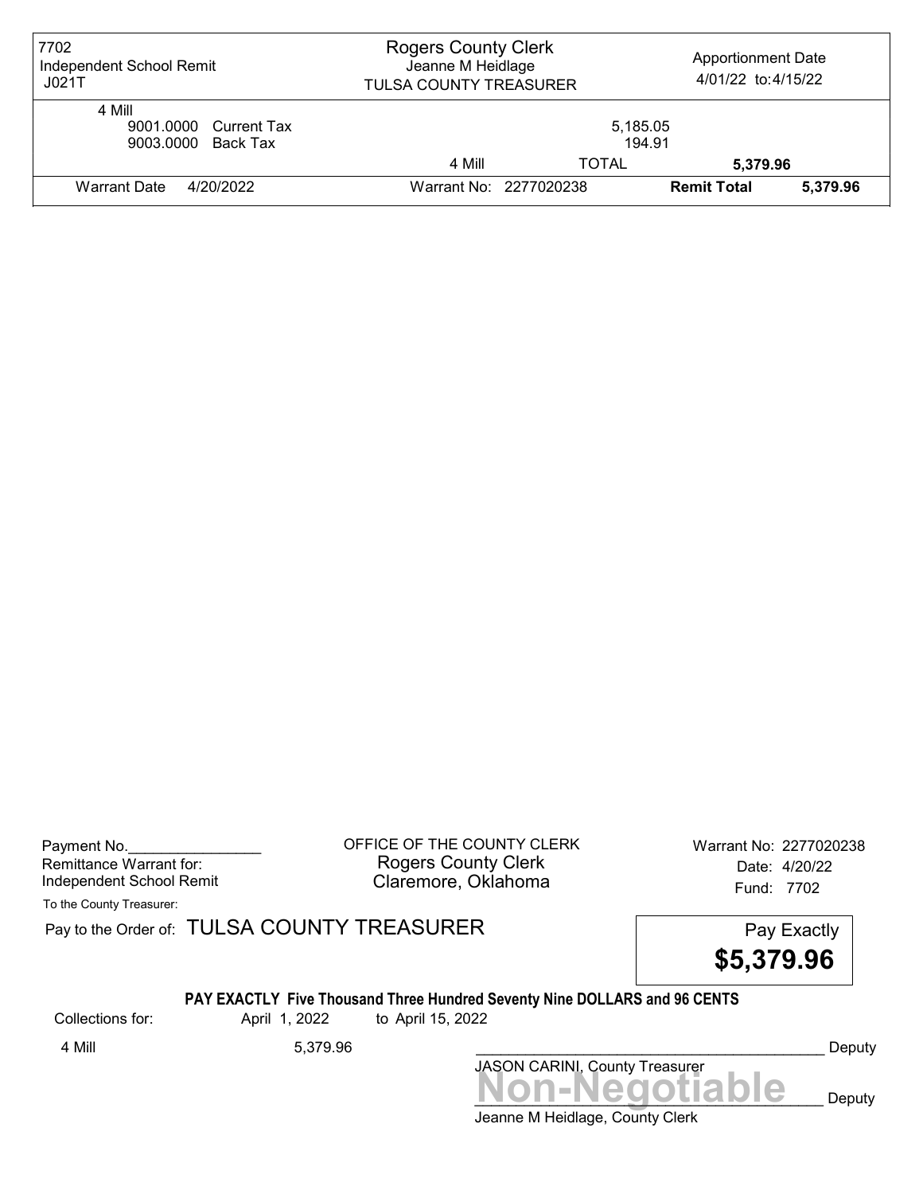| 7702<br>Independent School Remit<br>J021T | Rogers County Clerk<br>Jeanne M Heidlage<br>TULSA COUNTY TREASURER | | Apportionment Date<br>4/01/22 to:4/15/22 | |
|---|---|---|---|---|
| 4 Mill | | | | |
| 9001.0000 Current Tax | | 5,185.05 | | |
| 9003.0000 Back Tax | | 194.91 | | |
| | 4 Mill | TOTAL | 5,379.96 | |
| Warrant Date 4/20/2022 | Warrant No: 2277020238 | | **Remit Total** | **5,379.96** |

Payment No.________________
Remittance Warrant for:
Independent School Remit

OFFICE OF THE COUNTY CLERK
Rogers County Clerk
Claremore, Oklahoma

Warrant No: 2277020238
Date: 4/20/22
Fund: 7702

To the County Treasurer:

Pay to the Order of: TULSA COUNTY TREASURER

Pay Exactly
**$5,379.96**

**PAY EXACTLY Five Thousand Three Hundred Seventy Nine DOLLARS and 96 CENTS**

Collections for: April 1, 2022 to April 15, 2022

4 Mill 5,379.96

_______________________________________ Deputy
JASON CARINI, County Treasurer

**Non-Negotiable**
_______________________________________ Deputy
Jeanne M Heidlage, County Clerk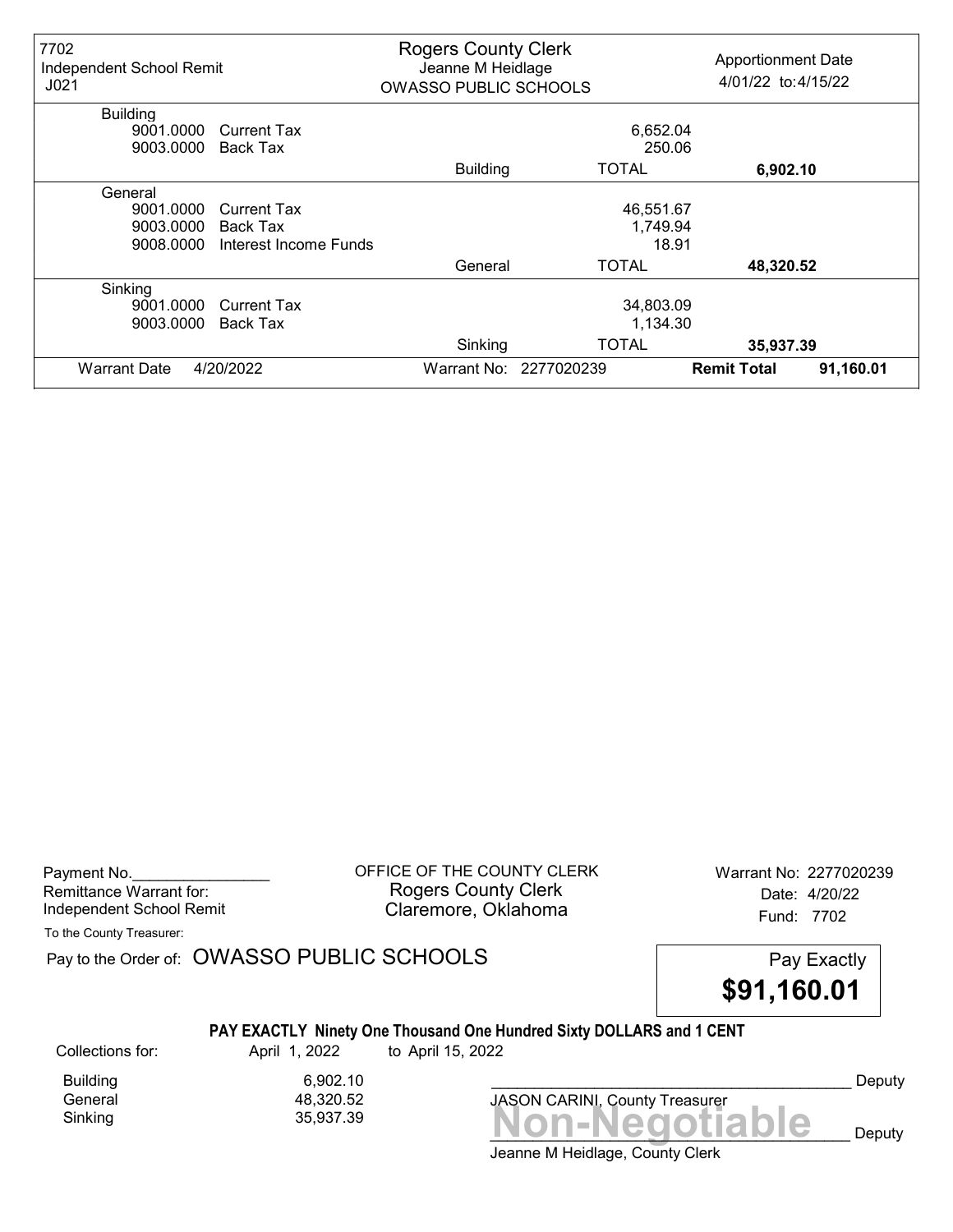| 7702 Independent School Remit J021 | Rogers County Clerk Jeanne M Heidlage OWASSO PUBLIC SCHOOLS | | Apportionment Date 4/01/22 to:4/15/22 |
|---|---|---|---|
| **Building** | | | |
| 9001.0000 Current Tax | | 6,652.04 | |
| 9003.0000 Back Tax | | 250.06 | |
| | Building | TOTAL | **6,902.10** |
| **General** | | | |
| 9001.0000 Current Tax | | 46,551.67 | |
| 9003.0000 Back Tax | | 1,749.94 | |
| 9008.0000 Interest Income Funds | | 18.91 | |
| | General | TOTAL | **48,320.52** |
| **Sinking** | | | |
| 9001.0000 Current Tax | | 34,803.09 | |
| 9003.0000 Back Tax | | 1,134.30 | |
| | Sinking | TOTAL | **35,937.39** |
| Warrant Date 4/20/2022 | Warrant No: 2277020239 | | **Remit Total** **91,160.01** |

Payment No.________________
Remittance Warrant for:
Independent School Remit

OFFICE OF THE COUNTY CLERK
Rogers County Clerk
Claremore, Oklahoma

Warrant No: 2277020239
Date: 4/20/22
Fund: 7702

To the County Treasurer:

Pay to the Order of: OWASSO PUBLIC SCHOOLS

Pay Exactly
**$91,160.01**

**PAY EXACTLY Ninety One Thousand One Hundred Sixty DOLLARS and 1 CENT**

| Collections for: | April 1, 2022 | to April 15, 2022 |
|---|---|---|
| Building | 6,902.10 | |
| General | 48,320.52 | |
| Sinking | 35,937.39 | |

__________________________________________ Deputy
JASON CARINI, County Treasurer

**Non-Negotiable**
__________________________________________ Deputy
Jeanne M Heidlage, County Clerk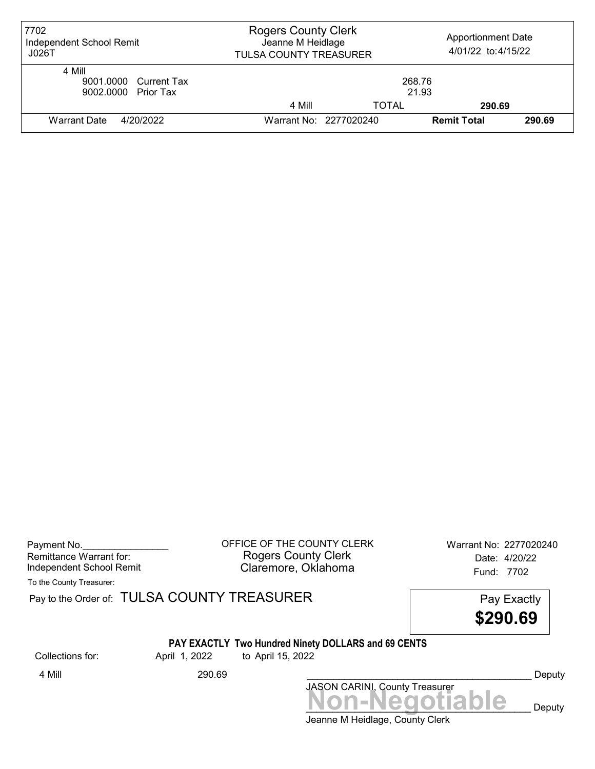| 7702 Independent School Remit J026T | Rogers County Clerk Jeanne M Heidlage TULSA COUNTY TREASURER | | Apportionment Date 4/01/22 to:4/15/22 | |
|---|---|---|---|---|
| 4 Mill | | | | |
| 9001.0000 Current Tax | | 268.76 | | |
| 9002.0000 Prior Tax | | 21.93 | | |
| | 4 Mill | TOTAL | **290.69** | |
| Warrant Date 4/20/2022 | Warrant No: 2277020240 | | **Remit Total** | **290.69** |

Payment No.________________
Remittance Warrant for:
Independent School Remit
To the County Treasurer:

OFFICE OF THE COUNTY CLERK
Rogers County Clerk
Claremore, Oklahoma

Warrant No: 2277020240
Date: 4/20/22
Fund: 7702

Pay to the Order of: TULSA COUNTY TREASURER

Pay Exactly
**$290.69**

**PAY EXACTLY Two Hundred Ninety DOLLARS and 69 CENTS**

Collections for: April 1, 2022 to April 15, 2022

4 Mill 290.69

__________________________________________ Deputy
JASON CARINI, County Treasurer

**Non-Negotiable**
__________________________________________ Deputy
Jeanne M Heidlage, County Clerk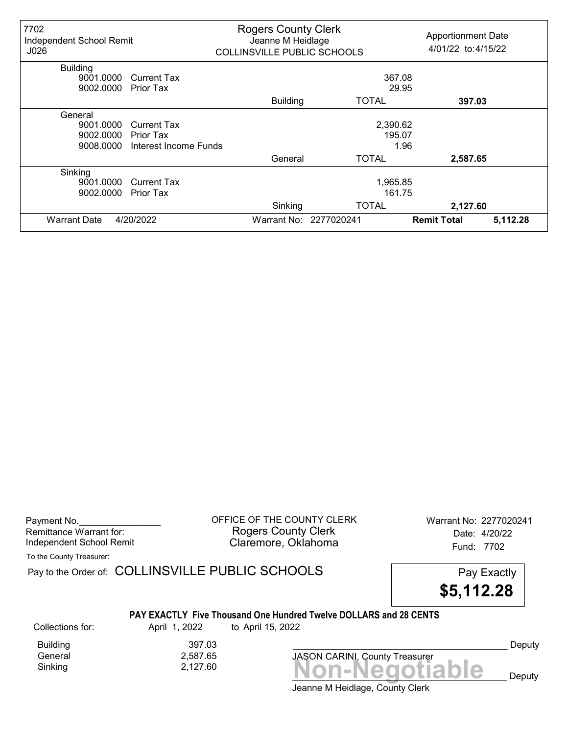| 7702<br>Independent School Remit<br>J026 | Rogers County Clerk<br>Jeanne M Heidlage<br>COLLINSVILLE PUBLIC SCHOOLS | | Apportionment Date<br>4/01/22 to:4/15/22 |
|---|---|---|---|
| **Building** | | | |
| 9001.0000 Current Tax | | 367.08 | |
| 9002.0000 Prior Tax | | 29.95 | |
| | Building | TOTAL | **397.03** |
| **General** | | | |
| 9001.0000 Current Tax | | 2,390.62 | |
| 9002.0000 Prior Tax | | 195.07 | |
| 9008.0000 Interest Income Funds | | 1.96 | |
| | General | TOTAL | **2,587.65** |
| **Sinking** | | | |
| 9001.0000 Current Tax | | 1,965.85 | |
| 9002.0000 Prior Tax | | 161.75 | |
| | Sinking | TOTAL | **2,127.60** |
| Warrant Date 4/20/2022 | Warrant No: 2277020241 | | **Remit Total** 5,112.28 |

Payment No.________________
Remittance Warrant for:
Independent School Remit

OFFICE OF THE COUNTY CLERK
Rogers County Clerk
Claremore, Oklahoma

Warrant No: 2277020241
Date: 4/20/22
Fund: 7702

To the County Treasurer:

Pay to the Order of: COLLINSVILLE PUBLIC SCHOOLS

Pay Exactly
**$5,112.28**

**PAY EXACTLY Five Thousand One Hundred Twelve DOLLARS and 28 CENTS**

Collections for: April 1, 2022 to April 15, 2022

| | |
|---|---|
| Building | 397.03 |
| General | 2,587.65 |
| Sinking | 2,127.60 |

__________________________________________ Deputy
JASON CARINI, County Treasurer

**Non-Negotiable**
__________________________________________ Deputy
Jeanne M Heidlage, County Clerk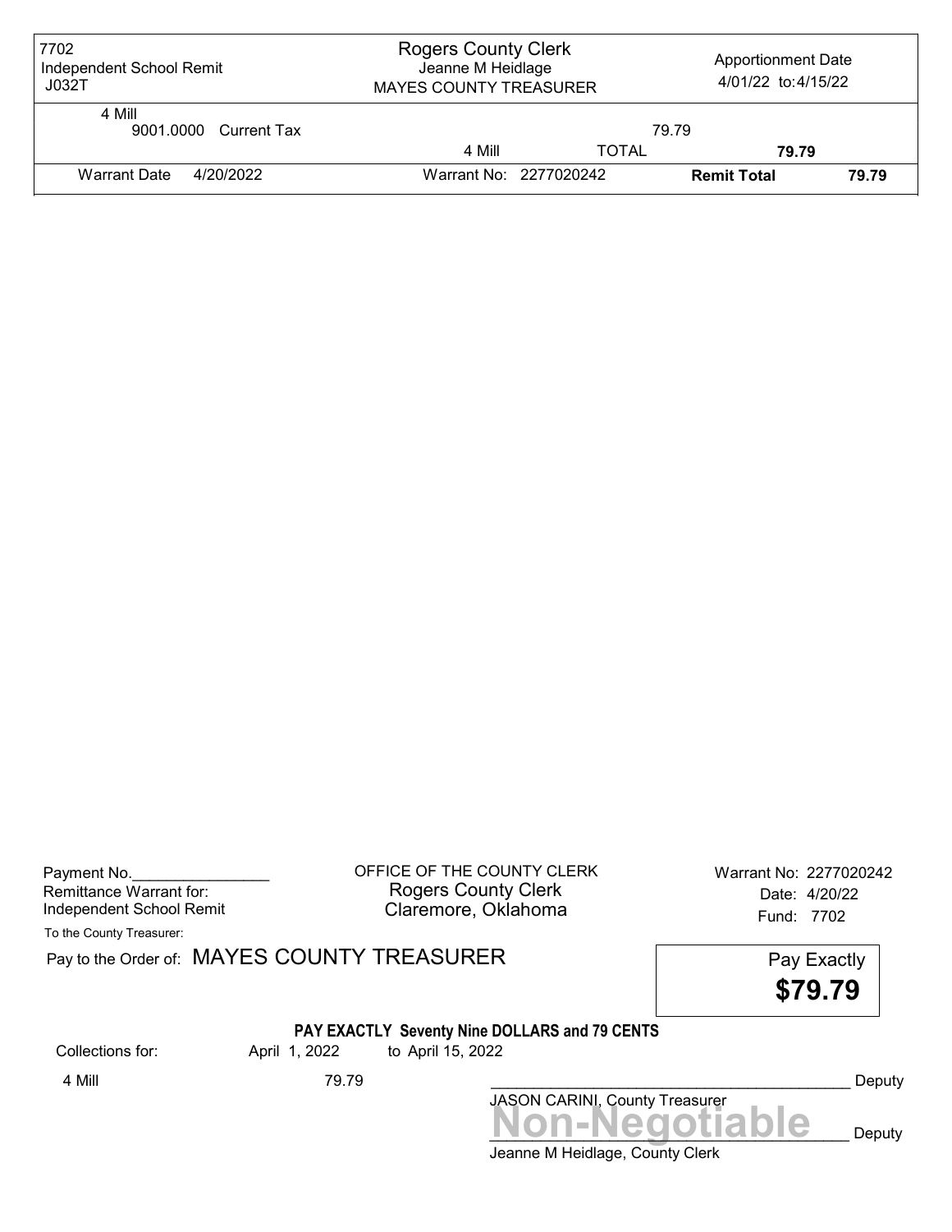| 7702 Independent School Remit J032T | Rogers County Clerk Jeanne M Heidlage MAYES COUNTY TREASURER | | Apportionment Date 4/01/22 to:4/15/22 | |
|---|---|---|---|---|
| 4 Mill | | | | |
| 9001.0000 Current Tax | | | 79.79 | |
| | 4 Mill | TOTAL | **79.79** | |
| Warrant Date 4/20/2022 | Warrant No: 2277020242 | | **Remit Total** | **79.79** |

Payment No.________________
Remittance Warrant for:
Independent School Remit

OFFICE OF THE COUNTY CLERK
Rogers County Clerk
Claremore, Oklahoma

Warrant No: 2277020242
Date: 4/20/22
Fund: 7702

To the County Treasurer:

Pay to the Order of: MAYES COUNTY TREASURER

Pay Exactly
**$79.79**

**PAY EXACTLY Seventy Nine DOLLARS and 79 CENTS**

Collections for: April 1, 2022 to April 15, 2022

4 Mill 79.79

_____________________________________________ Deputy
JASON CARINI, County Treasurer

**Non-Negotiable**
_____________________________________________ Deputy
Jeanne M Heidlage, County Clerk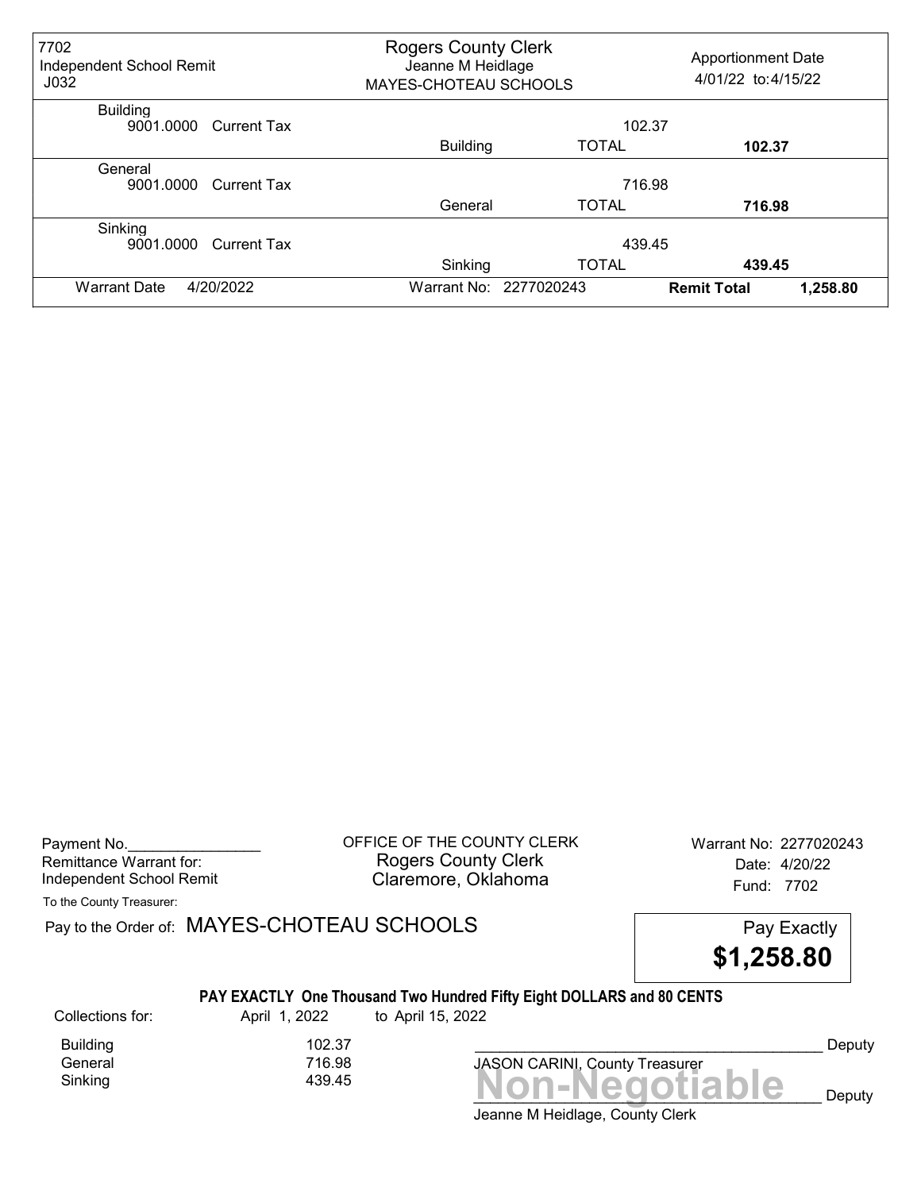| 7702<br>Independent School Remit<br>J032 | Rogers County Clerk<br>Jeanne M Heidlage<br>MAYES-CHOTEAU SCHOOLS | | Apportionment Date<br>4/01/22 to:4/15/22 |
|---|---|---|---|
| Building | | | |
| 9001.0000 Current Tax | | 102.37 | |
| | Building | TOTAL | **102.37** |
| General | | | |
| 9001.0000 Current Tax | | 716.98 | |
| | General | TOTAL | **716.98** |
| Sinking | | | |
| 9001.0000 Current Tax | | 439.45 | |
| | Sinking | TOTAL | **439.45** |
| Warrant Date 4/20/2022 | Warrant No: 2277020243 | | **Remit Total** **1,258.80** |

Payment No.________________
Remittance Warrant for:
Independent School Remit

OFFICE OF THE COUNTY CLERK
Rogers County Clerk
Claremore, Oklahoma

Warrant No: 2277020243
Date: 4/20/22
Fund: 7702

To the County Treasurer:

Pay to the Order of: MAYES-CHOTEAU SCHOOLS

Pay Exactly
**$1,258.80**

**PAY EXACTLY One Thousand Two Hundred Fifty Eight DOLLARS and 80 CENTS**

Collections for: April 1, 2022 to April 15, 2022

| | |
|---|---|
| Building | 102.37 |
| General | 716.98 |
| Sinking | 439.45 |

_________________________________________ Deputy
JASON CARINI, County Treasurer

**Non-Negotiable**

_________________________________________ Deputy
Jeanne M Heidlage, County Clerk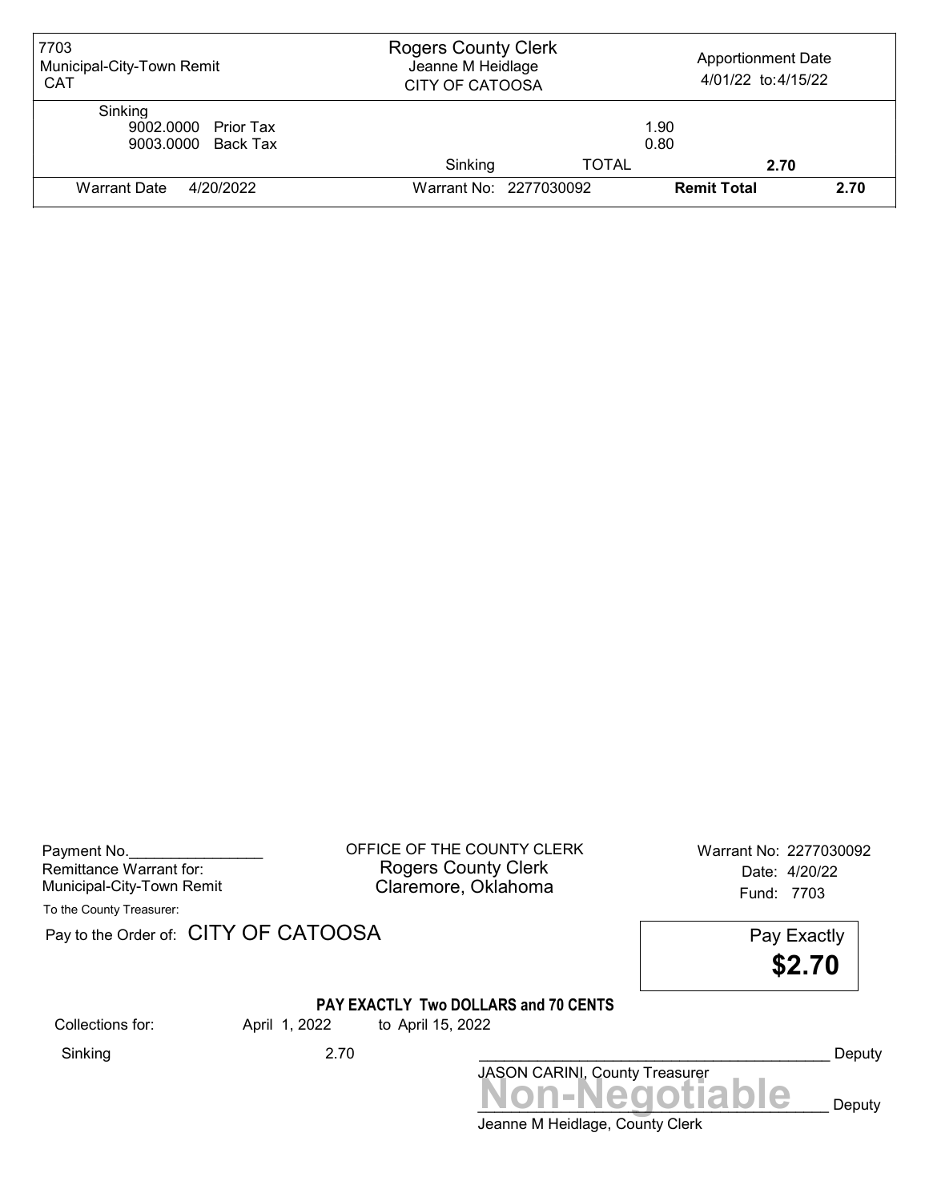| 7703 Municipal-City-Town Remit CAT | Rogers County Clerk Jeanne M Heidlage CITY OF CATOOSA | | Apportionment Date 4/01/22 to:4/15/22 |
|---|---|---|---|
| Sinking | | | |
| 9002.0000 Prior Tax | | 1.90 | |
| 9003.0000 Back Tax | | 0.80 | |
| | Sinking | TOTAL | 2.70 |
| Warrant Date 4/20/2022 | Warrant No: 2277030092 | **Remit Total** | **2.70** |

Payment No.________________
Remittance Warrant for:
Municipal-City-Town Remit

OFFICE OF THE COUNTY CLERK
Rogers County Clerk
Claremore, Oklahoma

Warrant No: 2277030092
Date: 4/20/22
Fund: 7703

To the County Treasurer:

Pay to the Order of: CITY OF CATOOSA

Pay Exactly
**$2.70**

**PAY EXACTLY Two DOLLARS and 70 CENTS**

Collections for: April 1, 2022 to April 15, 2022

Sinking 2.70

_________________________________________ Deputy
JASON CARINI, County Treasurer

**Non-Negotiable**
_________________________________________ Deputy
Jeanne M Heidlage, County Clerk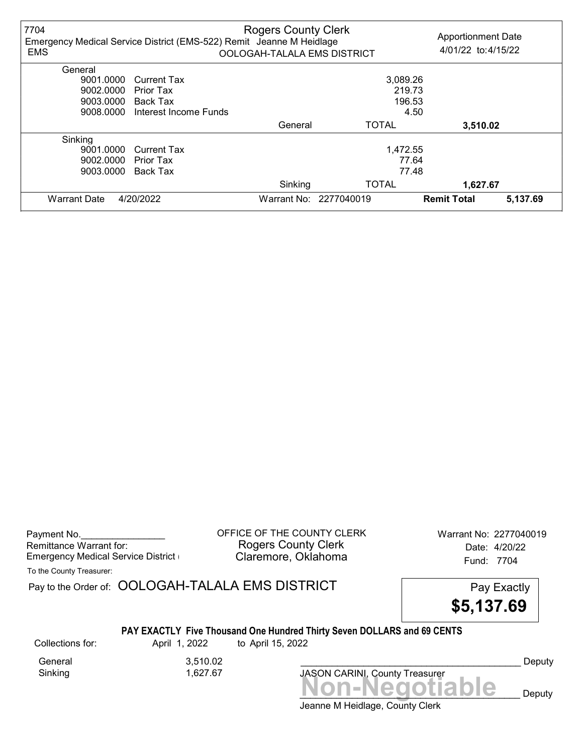7704
Emergency Medical Service District (EMS-522) Remit Jeanne M Heidlage
EMS

Rogers County Clerk
OOLOGAH-TALALA EMS DISTRICT

Apportionment Date
4/01/22 to:4/15/22

| | | | | |
|---|---|---|---|---|
| **General** | | | | |
| 9001.0000 | Current Tax | | 3,089.26 | |
| 9002.0000 | Prior Tax | | 219.73 | |
| 9003.0000 | Back Tax | | 196.53 | |
| 9008.0000 | Interest Income Funds | | 4.50 | |
| | | General | TOTAL | **3,510.02** |
| **Sinking** | | | | |
| 9001.0000 | Current Tax | | 1,472.55 | |
| 9002.0000 | Prior Tax | | 77.64 | |
| 9003.0000 | Back Tax | | 77.48 | |
| | | Sinking | TOTAL | **1,627.67** |

Warrant Date 4/20/2022 | Warrant No: 2277040019 | **Remit Total** **5,137.69**

---

Payment No.________________
Remittance Warrant for:
Emergency Medical Service District (

OFFICE OF THE COUNTY CLERK
Rogers County Clerk
Claremore, Oklahoma

Warrant No: 2277040019
Date: 4/20/22
Fund: 7704

To the County Treasurer:

Pay to the Order of: OOLOGAH-TALALA EMS DISTRICT

Pay Exactly
**$5,137.69**

**PAY EXACTLY Five Thousand One Hundred Thirty Seven DOLLARS and 69 CENTS**

Collections for: April 1, 2022 to April 15, 2022

| | |
|---|---|
| General | 3,510.02 |
| Sinking | 1,627.67 |

___________________________________________ Deputy
JASON CARINI, County Treasurer

**Non-Negotiable**
___________________________________________ Deputy
Jeanne M Heidlage, County Clerk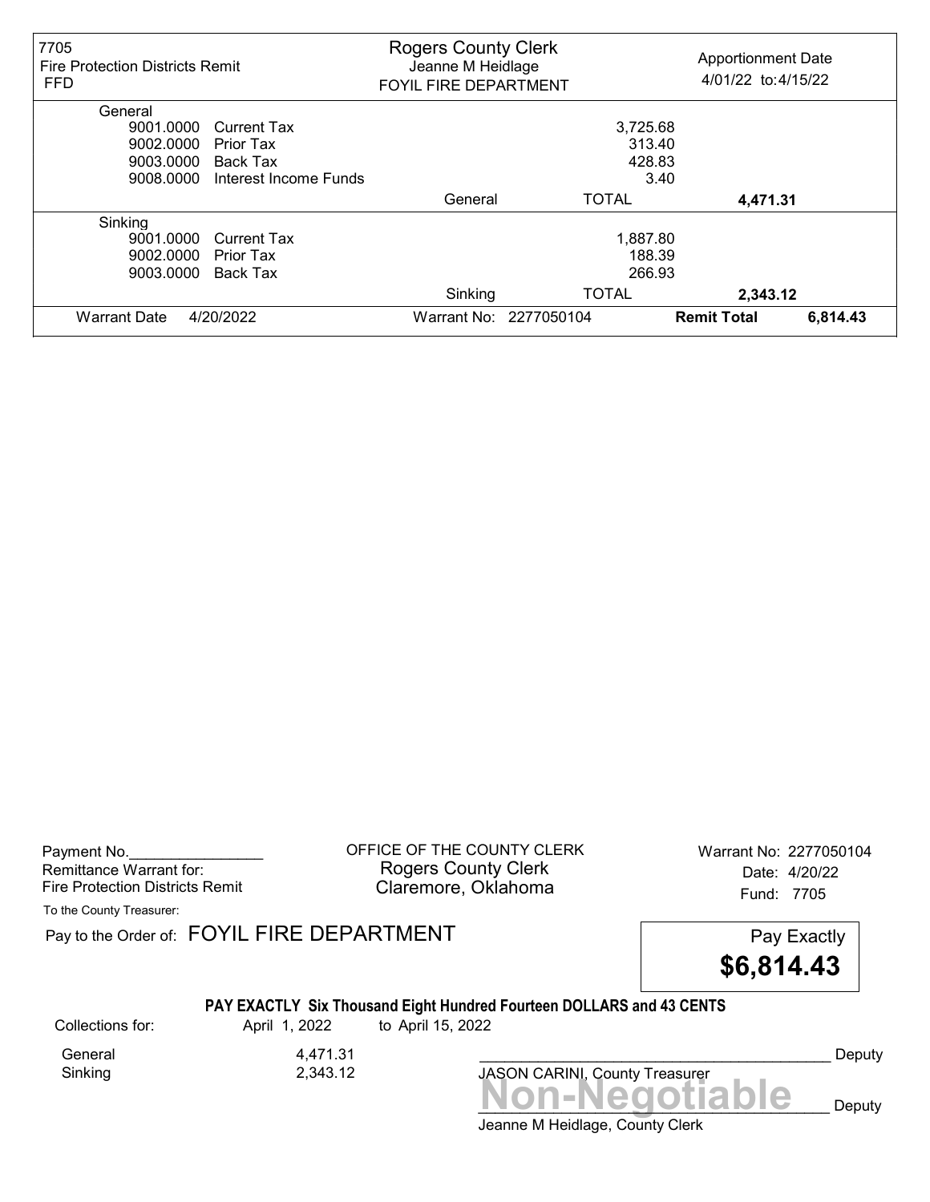| 7705 Fire Protection Districts Remit FFD | Rogers County Clerk Jeanne M Heidlage FOYIL FIRE DEPARTMENT | Apportionment Date 4/01/22 to:4/15/22 |
|---|---|---|

| | | | | |
|---|---|---|---|---|
| **General** | | | | |
| 9001.0000 | Current Tax | | 3,725.68 | |
| 9002.0000 | Prior Tax | | 313.40 | |
| 9003.0000 | Back Tax | | 428.83 | |
| 9008.0000 | Interest Income Funds | | 3.40 | |
| | | General | TOTAL | **4,471.31** |
| **Sinking** | | | | |
| 9001.0000 | Current Tax | | 1,887.80 | |
| 9002.0000 | Prior Tax | | 188.39 | |
| 9003.0000 | Back Tax | | 266.93 | |
| | | Sinking | TOTAL | **2,343.12** |

Warrant Date 4/20/2022 | Warrant No: 2277050104 | **Remit Total** **6,814.43**

---

Payment No.________________
Remittance Warrant for:
Fire Protection Districts Remit

OFFICE OF THE COUNTY CLERK
Rogers County Clerk
Claremore, Oklahoma

Warrant No: 2277050104
Date: 4/20/22
Fund: 7705

To the County Treasurer:

Pay to the Order of: FOYIL FIRE DEPARTMENT

Pay Exactly **$6,814.43**

**PAY EXACTLY Six Thousand Eight Hundred Fourteen DOLLARS and 43 CENTS**

| Collections for: | April 1, 2022 | to April 15, 2022 |
|---|---|---|
| General | 4,471.31 | |
| Sinking | 2,343.12 | |

_________________________________________ Deputy
JASON CARINI, County Treasurer

**Non-Negotiable**
_________________________________________ Deputy
Jeanne M Heidlage, County Clerk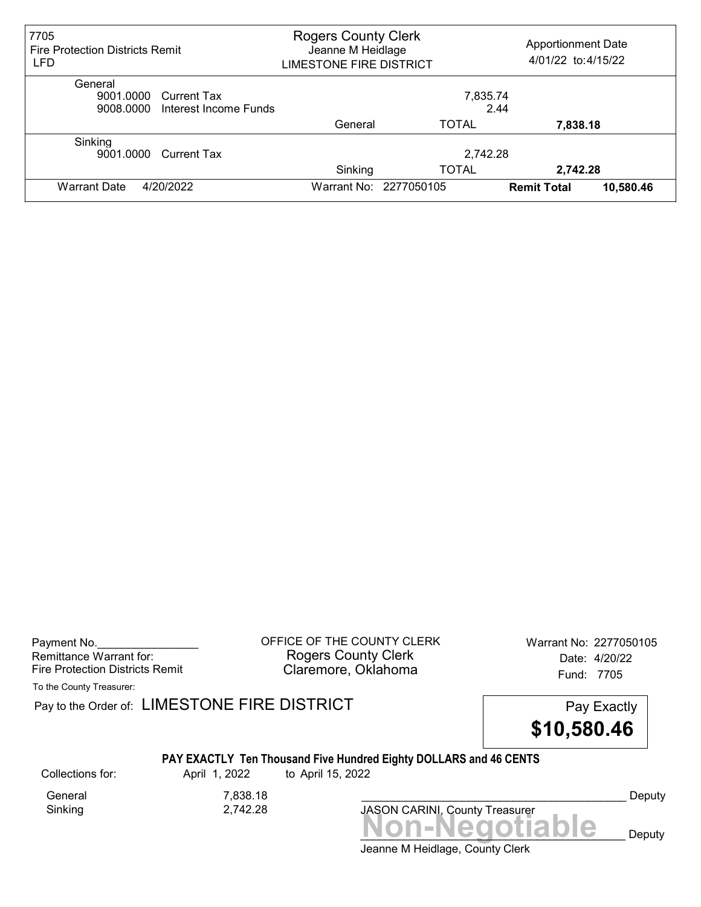| 7705 Fire Protection Districts Remit LFD | Rogers County Clerk Jeanne M Heidlage LIMESTONE FIRE DISTRICT | | Apportionment Date 4/01/22 to:4/15/22 |
|---|---|---|---|
| **General** | | | |
| 9001.0000 Current Tax | | 7,835.74 | |
| 9008.0000 Interest Income Funds | | 2.44 | |
| | General | TOTAL | **7,838.18** |
| **Sinking** | | | |
| 9001.0000 Current Tax | | 2,742.28 | |
| | Sinking | TOTAL | **2,742.28** |
| Warrant Date 4/20/2022 | Warrant No: 2277050105 | **Remit Total** | **10,580.46** |

Payment No.________________
Remittance Warrant for:
Fire Protection Districts Remit

OFFICE OF THE COUNTY CLERK
Rogers County Clerk
Claremore, Oklahoma

Warrant No: 2277050105
Date: 4/20/22
Fund: 7705

To the County Treasurer:

Pay to the Order of: LIMESTONE FIRE DISTRICT

Pay Exactly **$10,580.46**

**PAY EXACTLY Ten Thousand Five Hundred Eighty DOLLARS and 46 CENTS**

| Collections for: | April 1, 2022 | to April 15, 2022 |
|---|---|---|
| General | 7,838.18 | |
| Sinking | 2,742.28 | |

_________________________________________ Deputy
JASON CARINI, County Treasurer

**Non-Negotiable**

_________________________________________ Deputy
Jeanne M Heidlage, County Clerk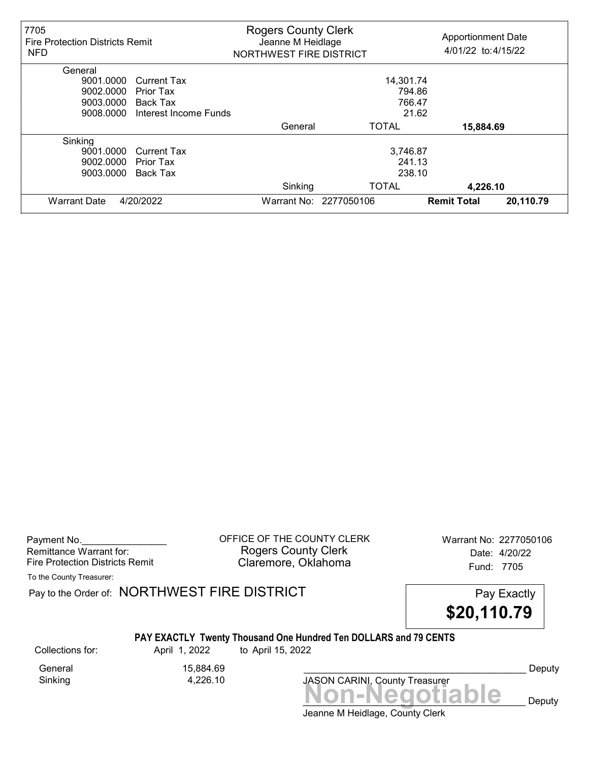| 7705 Fire Protection Districts Remit NFD | Rogers County Clerk Jeanne M Heidlage NORTHWEST FIRE DISTRICT | | Apportionment Date 4/01/22 to:4/15/22 | |
|---|---|---|---|---|
| **General** | | | | |
| 9001.0000 Current Tax | | 14,301.74 | | |
| 9002.0000 Prior Tax | | 794.86 | | |
| 9003.0000 Back Tax | | 766.47 | | |
| 9008.0000 Interest Income Funds | | 21.62 | | |
| | General | TOTAL | **15,884.69** | |
| **Sinking** | | | | |
| 9001.0000 Current Tax | | 3,746.87 | | |
| 9002.0000 Prior Tax | | 241.13 | | |
| 9003.0000 Back Tax | | 238.10 | | |
| | Sinking | TOTAL | **4,226.10** | |
| Warrant Date 4/20/2022 | Warrant No: 2277050106 | | **Remit Total** | **20,110.79** |

Payment No.________________
Remittance Warrant for:
Fire Protection Districts Remit

OFFICE OF THE COUNTY CLERK
Rogers County Clerk
Claremore, Oklahoma

Warrant No: 2277050106
Date: 4/20/22
Fund: 7705

To the County Treasurer:

Pay to the Order of: NORTHWEST FIRE DISTRICT

Pay Exactly
**$20,110.79**

**PAY EXACTLY Twenty Thousand One Hundred Ten DOLLARS and 79 CENTS**

Collections for: April 1, 2022 to April 15, 2022

| | |
|---|---|
| General | 15,884.69 |
| Sinking | 4,226.10 |

_________________________________________ Deputy
JASON CARINI, County Treasurer

**Non-Negotiable**
_________________________________________ Deputy
Jeanne M Heidlage, County Clerk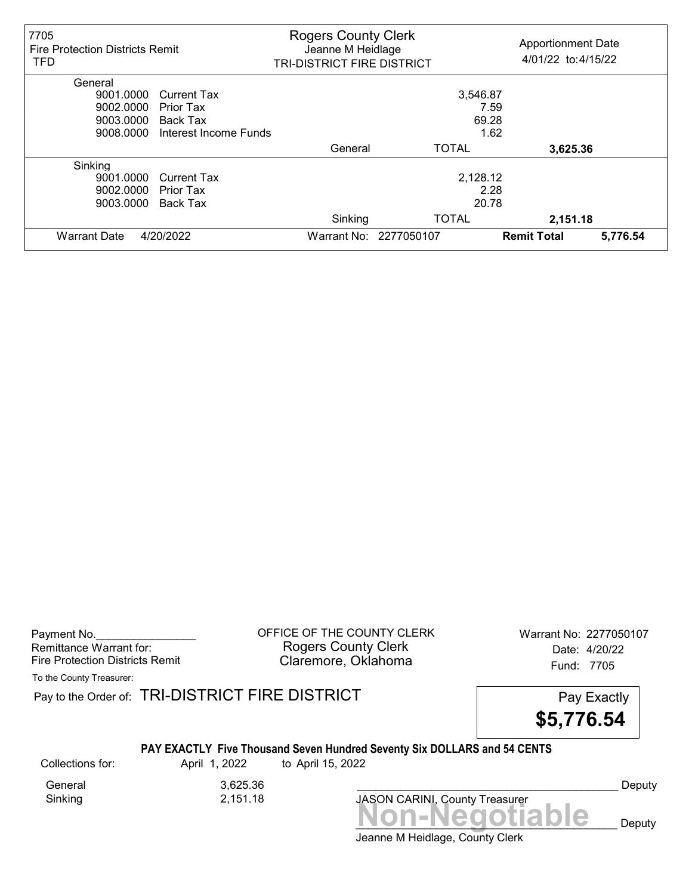| 7705 Fire Protection Districts Remit TFD | Rogers County Clerk Jeanne M Heidlage TRI-DISTRICT FIRE DISTRICT | | Apportionment Date 4/01/22 to:4/15/22 | |
|---|---|---|---|---|
| **General** | | | | |
| 9001.0000 Current Tax | | 3,546.87 | | |
| 9002.0000 Prior Tax | | 7.59 | | |
| 9003.0000 Back Tax | | 69.28 | | |
| 9008.0000 Interest Income Funds | | 1.62 | | |
| | General | TOTAL | **3,625.36** | |
| **Sinking** | | | | |
| 9001.0000 Current Tax | | 2,128.12 | | |
| 9002.0000 Prior Tax | | 2.28 | | |
| 9003.0000 Back Tax | | 20.78 | | |
| | Sinking | TOTAL | **2,151.18** | |
| Warrant Date 4/20/2022 | Warrant No: 2277050107 | | **Remit Total** | **5,776.54** |

Payment No.________________
Remittance Warrant for:
Fire Protection Districts Remit

OFFICE OF THE COUNTY CLERK
Rogers County Clerk
Claremore, Oklahoma

Warrant No: 2277050107
Date: 4/20/22
Fund: 7705

To the County Treasurer:

Pay to the Order of: TRI-DISTRICT FIRE DISTRICT

Pay Exactly
**$5,776.54**

**PAY EXACTLY Five Thousand Seven Hundred Seventy Six DOLLARS and 54 CENTS**

Collections for: April 1, 2022 to April 15, 2022

| | |
|---|---|
| General | 3,625.36 |
| Sinking | 2,151.18 |

_______________________________________ Deputy
JASON CARINI, County Treasurer

**Non-Negotiable**

_______________________________________ Deputy
Jeanne M Heidlage, County Clerk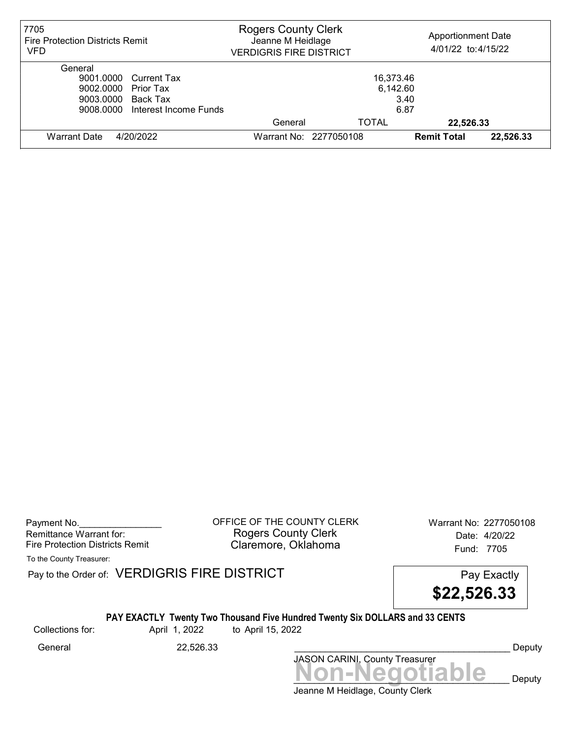| 7705 Fire Protection Districts Remit VFD | Rogers County Clerk Jeanne M Heidlage VERDIGRIS FIRE DISTRICT | Apportionment Date 4/01/22 to:4/15/22 |
|---|---|---|

| General | | | |
|---|---|---|---|
| 9001.0000 | Current Tax | 16,373.46 | |
| 9002.0000 | Prior Tax | 6,142.60 | |
| 9003.0000 | Back Tax | 3.40 | |
| 9008.0000 | Interest Income Funds | 6.87 | |
| | General | TOTAL | 22,526.33 |

| Warrant Date | 4/20/2022 | Warrant No: 2277050108 | Remit Total | 22,526.33 |
|---|---|---|---|---|

Payment No.________________
Remittance Warrant for:
Fire Protection Districts Remit

OFFICE OF THE COUNTY CLERK
Rogers County Clerk
Claremore, Oklahoma

Warrant No: 2277050108
Date: 4/20/22
Fund: 7705

To the County Treasurer:

Pay to the Order of: VERDIGRIS FIRE DISTRICT

Pay Exactly
**$22,526.33**

**PAY EXACTLY Twenty Two Thousand Five Hundred Twenty Six DOLLARS and 33 CENTS**

Collections for: April 1, 2022 to April 15, 2022

General 22,526.33

__________________________________________ Deputy
JASON CARINI, County Treasurer

**Non-Negotiable**
__________________________________________ Deputy
Jeanne M Heidlage, County Clerk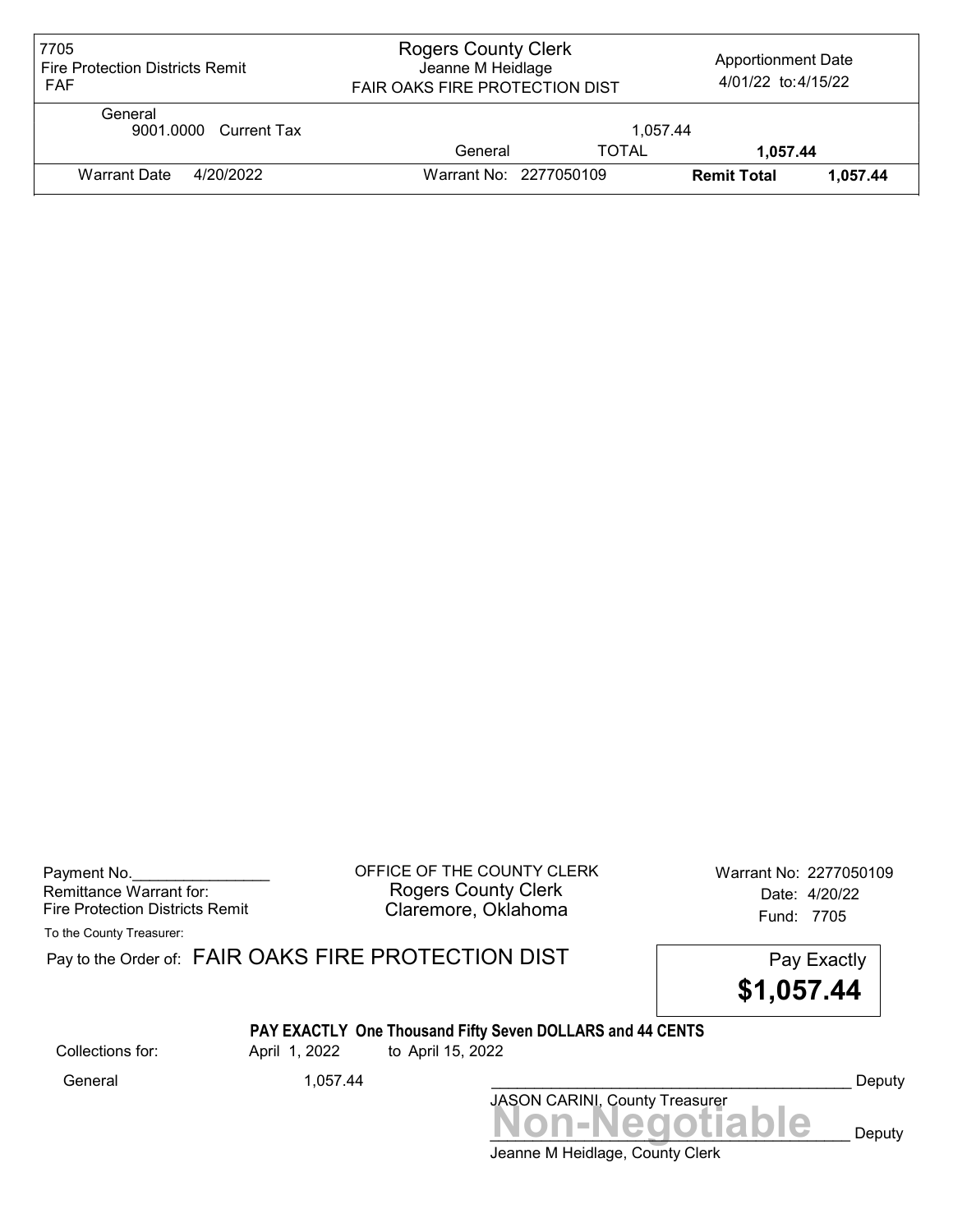| 7705 Fire Protection Districts Remit FAF | Rogers County Clerk Jeanne M Heidlage FAIR OAKS FIRE PROTECTION DIST | | Apportionment Date 4/01/22 to:4/15/22 | |
|---|---|---|---|---|
| General | | | | |
| 9001.0000 Current Tax | | 1,057.44 | | |
| | General | TOTAL | 1,057.44 | |
| Warrant Date 4/20/2022 | Warrant No: 2277050109 | | **Remit Total** | **1,057.44** |

Payment No.________________
Remittance Warrant for:
Fire Protection Districts Remit
To the County Treasurer:

OFFICE OF THE COUNTY CLERK
Rogers County Clerk
Claremore, Oklahoma

Warrant No: 2277050109
Date: 4/20/22
Fund: 7705

Pay to the Order of: FAIR OAKS FIRE PROTECTION DIST

Pay Exactly
**$1,057.44**

**PAY EXACTLY One Thousand Fifty Seven DOLLARS and 44 CENTS**

Collections for: April 1, 2022 to April 15, 2022

General 1,057.44

__________________________________________ Deputy
JASON CARINI, County Treasurer

**Non-Negotiable**

__________________________________________ Deputy
Jeanne M Heidlage, County Clerk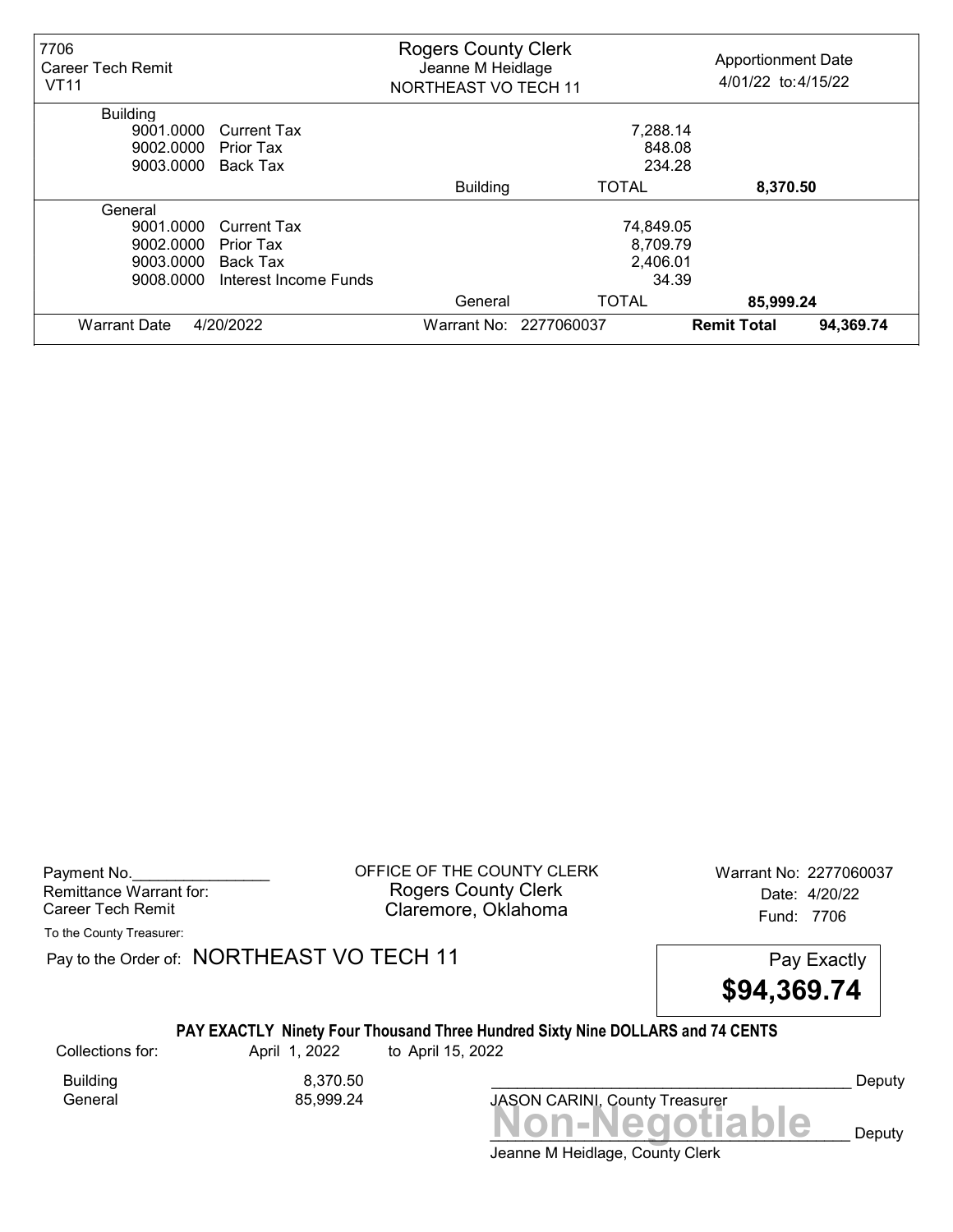| 7706 Career Tech Remit VT11 | | Rogers County Clerk Jeanne M Heidlage NORTHEAST VO TECH 11 | | Apportionment Date 4/01/22 to:4/15/22 |
|---|---|---|---|---|
| **Building** | | | | |
| 9001.0000 | Current Tax | | 7,288.14 | |
| 9002.0000 | Prior Tax | | 848.08 | |
| 9003.0000 | Back Tax | | 234.28 | |
| | | Building | TOTAL | **8,370.50** |
| **General** | | | | |
| 9001.0000 | Current Tax | | 74,849.05 | |
| 9002.0000 | Prior Tax | | 8,709.79 | |
| 9003.0000 | Back Tax | | 2,406.01 | |
| 9008.0000 | Interest Income Funds | | 34.39 | |
| | | General | TOTAL | **85,999.24** |
| Warrant Date | 4/20/2022 | Warrant No: 2277060037 | **Remit Total** | **94,369.74** |

Payment No.________________
Remittance Warrant for:
Career Tech Remit

OFFICE OF THE COUNTY CLERK
Rogers County Clerk
Claremore, Oklahoma

Warrant No: 2277060037
Date: 4/20/22
Fund: 7706

To the County Treasurer:

Pay to the Order of: NORTHEAST VO TECH 11

Pay Exactly
**$94,369.74**

**PAY EXACTLY Ninety Four Thousand Three Hundred Sixty Nine DOLLARS and 74 CENTS**

Collections for: April 1, 2022 to April 15, 2022

| | |
|---|---|
| Building | 8,370.50 |
| General | 85,999.24 |

__________________________________________ Deputy
JASON CARINI, County Treasurer

**Non-Negotiable**

__________________________________________ Deputy
Jeanne M Heidlage, County Clerk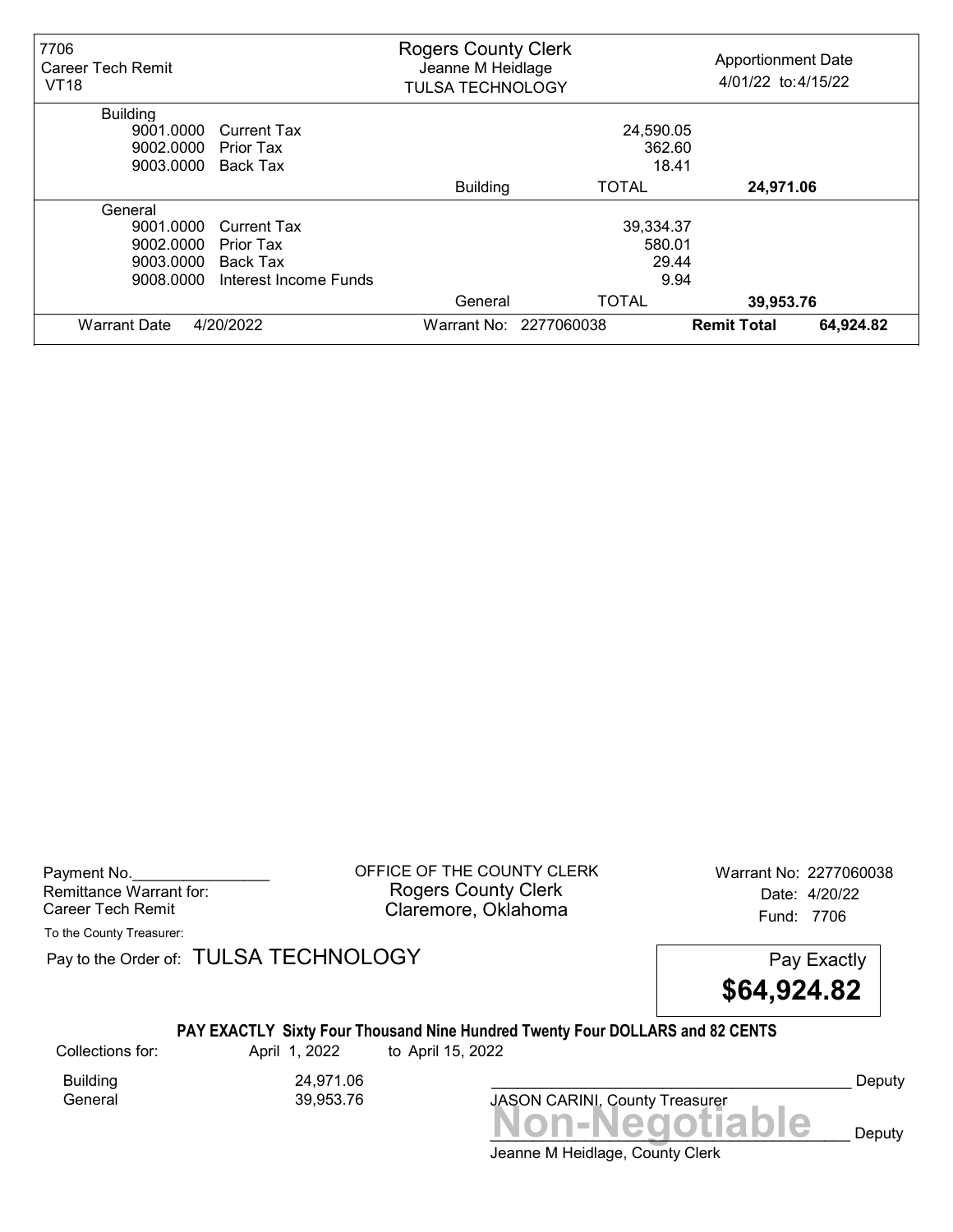| | | |
|---|---|---|
| 7706<br>Career Tech Remit<br>VT18 | Rogers County Clerk<br>Jeanne M Heidlage<br>TULSA TECHNOLOGY | Apportionment Date<br>4/01/22 to:4/15/22 |

| | | | | |
|---|---|---|---|---|
| Building | | | | |
| 9001.0000 | Current Tax | | 24,590.05 | |
| 9002.0000 | Prior Tax | | 362.60 | |
| 9003.0000 | Back Tax | | 18.41 | |
| | | Building | TOTAL | **24,971.06** |
| General | | | | |
| 9001.0000 | Current Tax | | 39,334.37 | |
| 9002.0000 | Prior Tax | | 580.01 | |
| 9003.0000 | Back Tax | | 29.44 | |
| 9008.0000 | Interest Income Funds | | 9.94 | |
| | | General | TOTAL | **39,953.76** |
| Warrant Date | 4/20/2022 | Warrant No: 2277060038 | **Remit Total** | **64,924.82** |

Payment No.________________
Remittance Warrant for:
Career Tech Remit

OFFICE OF THE COUNTY CLERK
Rogers County Clerk
Claremore, Oklahoma

Warrant No: 2277060038
Date: 4/20/22
Fund: 7706

To the County Treasurer:

Pay to the Order of: TULSA TECHNOLOGY

Pay Exactly
**$64,924.82**

**PAY EXACTLY Sixty Four Thousand Nine Hundred Twenty Four DOLLARS and 82 CENTS**

Collections for: April 1, 2022 to April 15, 2022

| | |
|---|---|
| Building | 24,971.06 |
| General | 39,953.76 |

__________________________________________ Deputy
JASON CARINI, County Treasurer

**Non-Negotiable**
__________________________________________ Deputy
Jeanne M Heidlage, County Clerk